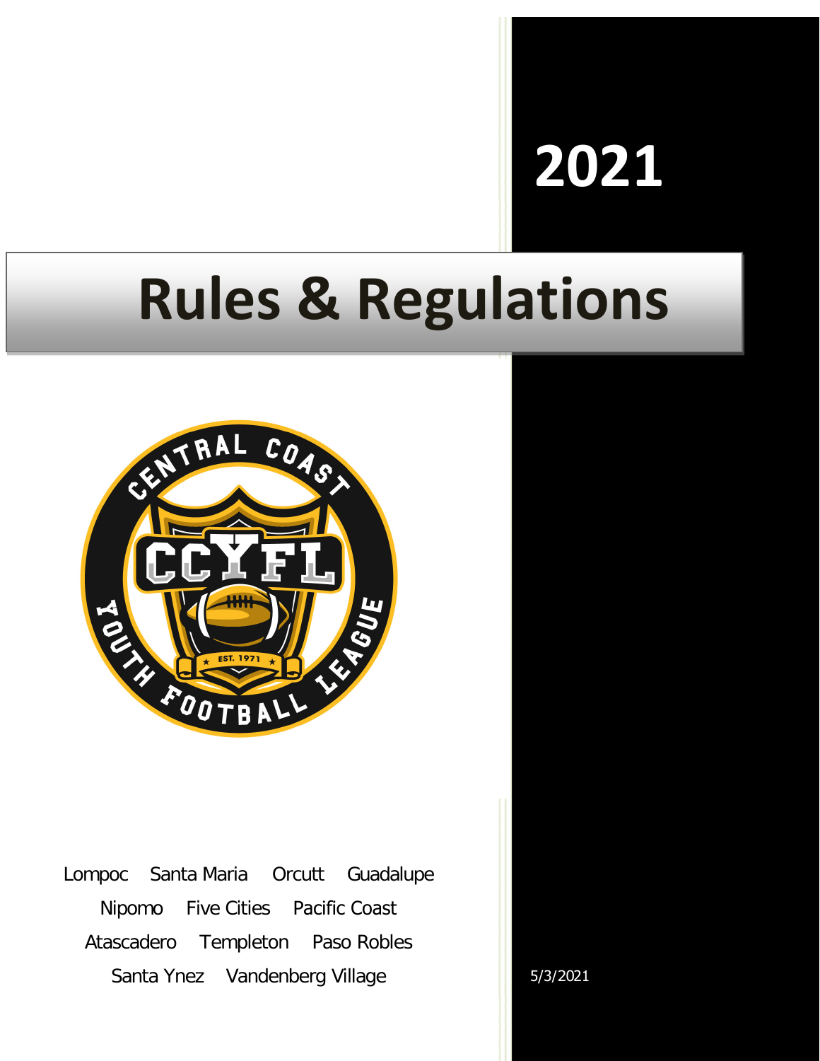2021

# Rules & Regulations

CENTRAL COAST YOUTH FOOTBALL LEAGUE

CCYFL

EST. 1971

Lompoc Santa Maria Orcutt Guadalupe

Nipomo Five Cities Pacific Coast

Atascadero Templeton Paso Robles

Santa Ynez Vandenberg Village

5/3/2021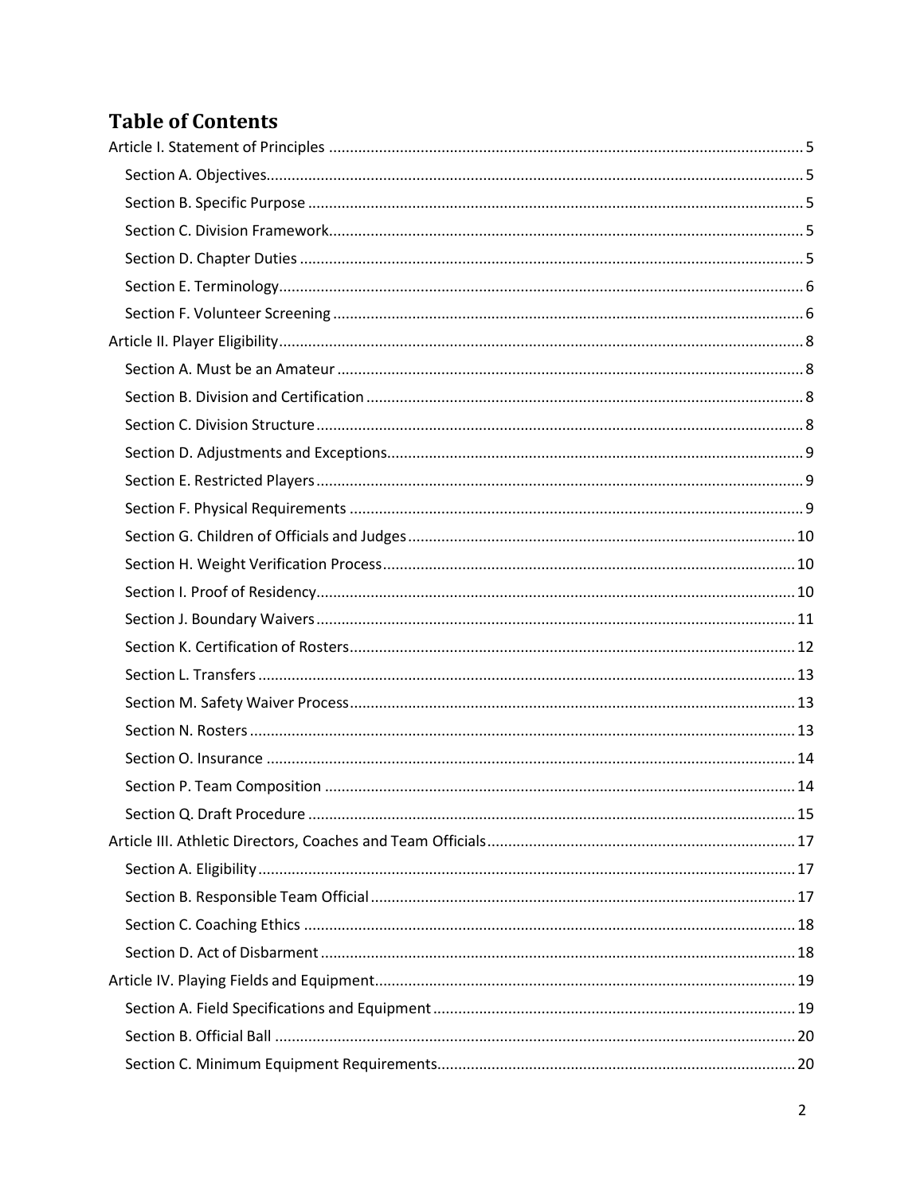## Table of Contents

Article I. Statement of Principles ........ 5

- Section A. Objectives ........ 5
- Section B. Specific Purpose ........ 5
- Section C. Division Framework ........ 5
- Section D. Chapter Duties ........ 5
- Section E. Terminology ........ 6
- Section F. Volunteer Screening ........ 6

Article II. Player Eligibility ........ 8

- Section A. Must be an Amateur ........ 8
- Section B. Division and Certification ........ 8
- Section C. Division Structure ........ 8
- Section D. Adjustments and Exceptions ........ 9
- Section E. Restricted Players ........ 9
- Section F. Physical Requirements ........ 9
- Section G. Children of Officials and Judges ........ 10
- Section H. Weight Verification Process ........ 10
- Section I. Proof of Residency ........ 10
- Section J. Boundary Waivers ........ 11
- Section K. Certification of Rosters ........ 12
- Section L. Transfers ........ 13
- Section M. Safety Waiver Process ........ 13
- Section N. Rosters ........ 13
- Section O. Insurance ........ 14
- Section P. Team Composition ........ 14
- Section Q. Draft Procedure ........ 15

Article III. Athletic Directors, Coaches and Team Officials ........ 17

- Section A. Eligibility ........ 17
- Section B. Responsible Team Official ........ 17
- Section C. Coaching Ethics ........ 18
- Section D. Act of Disbarment ........ 18

Article IV. Playing Fields and Equipment ........ 19

- Section A. Field Specifications and Equipment ........ 19
- Section B. Official Ball ........ 20
- Section C. Minimum Equipment Requirements ........ 20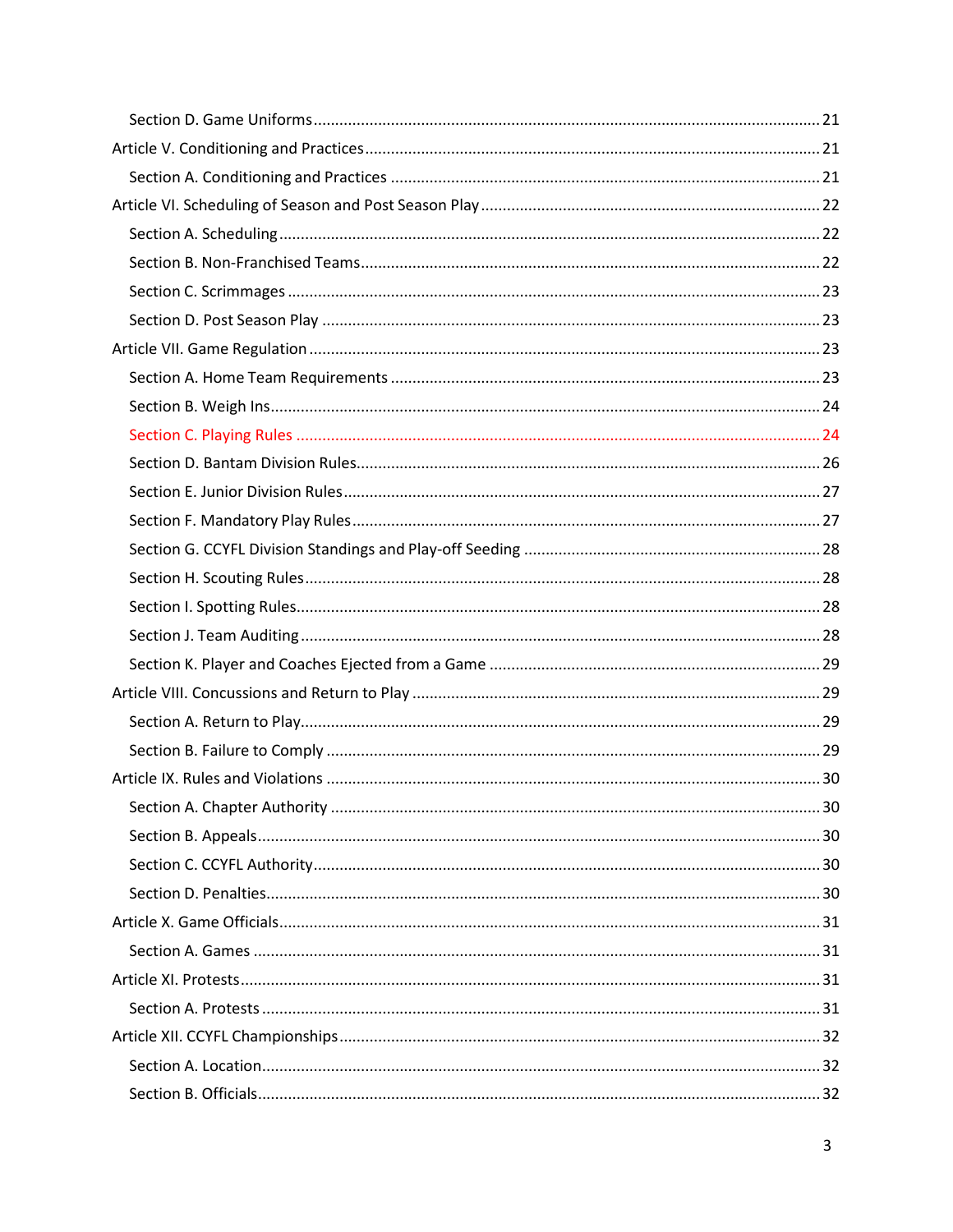Section D. Game Uniforms ..................................................................................................... 21

Article V. Conditioning and Practices ......................................................................................... 21

Section A. Conditioning and Practices ................................................................................... 21

Article VI. Scheduling of Season and Post Season Play .............................................................. 22

Section A. Scheduling ............................................................................................................. 22

Section B. Non-Franchised Teams .......................................................................................... 22

Section C. Scrimmages ........................................................................................................... 23

Section D. Post Season Play ................................................................................................... 23

Article VII. Game Regulation ...................................................................................................... 23

Section A. Home Team Requirements ................................................................................... 23

Section B. Weigh Ins ............................................................................................................... 24

Section C. Playing Rules ......................................................................................................... 24

Section D. Bantam Division Rules ........................................................................................... 26

Section E. Junior Division Rules .............................................................................................. 27

Section F. Mandatory Play Rules ............................................................................................ 27

Section G. CCYFL Division Standings and Play-off Seeding ..................................................... 28

Section H. Scouting Rules ....................................................................................................... 28

Section I. Spotting Rules ......................................................................................................... 28

Section J. Team Auditing ........................................................................................................ 28

Section K. Player and Coaches Ejected from a Game ............................................................. 29

Article VIII. Concussions and Return to Play .............................................................................. 29

Section A. Return to Play ........................................................................................................ 29

Section B. Failure to Comply .................................................................................................. 29

Article IX. Rules and Violations ................................................................................................... 30

Section A. Chapter Authority ................................................................................................. 30

Section B. Appeals .................................................................................................................. 30

Section C. CCYFL Authority ..................................................................................................... 30

Section D. Penalties ................................................................................................................. 30

Article X. Game Officials ............................................................................................................. 31

Section A. Games ................................................................................................................... 31

Article XI. Protests ...................................................................................................................... 31

Section A. Protests ................................................................................................................. 31

Article XII. CCYFL Championships ............................................................................................... 32

Section A. Location ................................................................................................................. 32

Section B. Officials .................................................................................................................. 32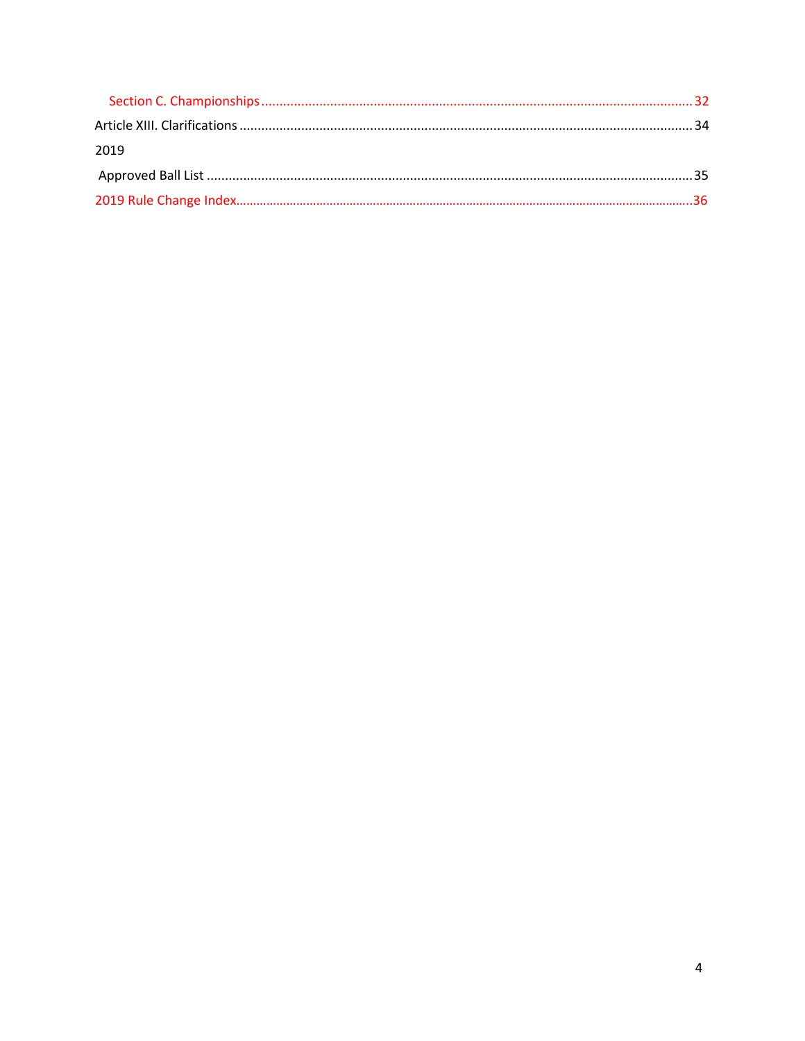Section C. Championships ........................................................................................................ 32

Article XIII. Clarifications ............................................................................................................ 34

2019

Approved Ball List ....................................................................................................................... 35

2019 Rule Change Index.............................................................................................................. 36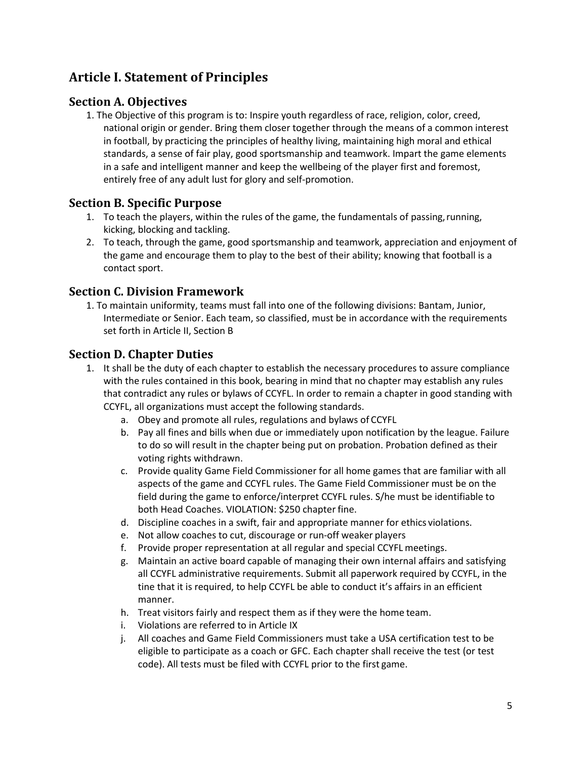# Article I. Statement of Principles

## Section A. Objectives

1. The Objective of this program is to: Inspire youth regardless of race, religion, color, creed, national origin or gender. Bring them closer together through the means of a common interest in football, by practicing the principles of healthy living, maintaining high moral and ethical standards, a sense of fair play, good sportsmanship and teamwork. Impart the game elements in a safe and intelligent manner and keep the wellbeing of the player first and foremost, entirely free of any adult lust for glory and self-promotion.

## Section B. Specific Purpose

1. To teach the players, within the rules of the game, the fundamentals of passing, running, kicking, blocking and tackling.
2. To teach, through the game, good sportsmanship and teamwork, appreciation and enjoyment of the game and encourage them to play to the best of their ability; knowing that football is a contact sport.

## Section C. Division Framework

1. To maintain uniformity, teams must fall into one of the following divisions: Bantam, Junior, Intermediate or Senior. Each team, so classified, must be in accordance with the requirements set forth in Article II, Section B

## Section D. Chapter Duties

1. It shall be the duty of each chapter to establish the necessary procedures to assure compliance with the rules contained in this book, bearing in mind that no chapter may establish any rules that contradict any rules or bylaws of CCYFL. In order to remain a chapter in good standing with CCYFL, all organizations must accept the following standards.
   a. Obey and promote all rules, regulations and bylaws of CCYFL
   b. Pay all fines and bills when due or immediately upon notification by the league. Failure to do so will result in the chapter being put on probation. Probation defined as their voting rights withdrawn.
   c. Provide quality Game Field Commissioner for all home games that are familiar with all aspects of the game and CCYFL rules. The Game Field Commissioner must be on the field during the game to enforce/interpret CCYFL rules. S/he must be identifiable to both Head Coaches. VIOLATION: $250 chapter fine.
   d. Discipline coaches in a swift, fair and appropriate manner for ethics violations.
   e. Not allow coaches to cut, discourage or run-off weaker players
   f. Provide proper representation at all regular and special CCYFL meetings.
   g. Maintain an active board capable of managing their own internal affairs and satisfying all CCYFL administrative requirements. Submit all paperwork required by CCYFL, in the tine that it is required, to help CCYFL be able to conduct it's affairs in an efficient manner.
   h. Treat visitors fairly and respect them as if they were the home team.
   i. Violations are referred to in Article IX
   j. All coaches and Game Field Commissioners must take a USA certification test to be eligible to participate as a coach or GFC. Each chapter shall receive the test (or test code). All tests must be filed with CCYFL prior to the first game.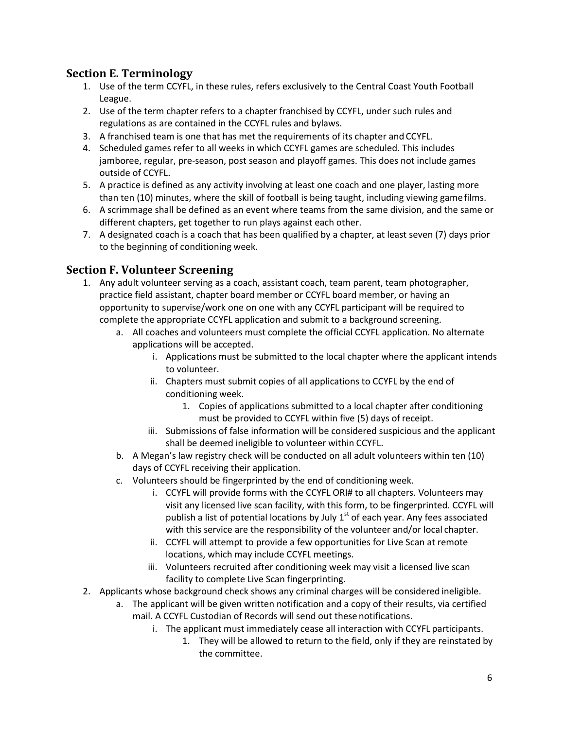## Section E. Terminology

1. Use of the term CCYFL, in these rules, refers exclusively to the Central Coast Youth Football League.
2. Use of the term chapter refers to a chapter franchised by CCYFL, under such rules and regulations as are contained in the CCYFL rules and bylaws.
3. A franchised team is one that has met the requirements of its chapter and CCYFL.
4. Scheduled games refer to all weeks in which CCYFL games are scheduled. This includes jamboree, regular, pre-season, post season and playoff games. This does not include games outside of CCYFL.
5. A practice is defined as any activity involving at least one coach and one player, lasting more than ten (10) minutes, where the skill of football is being taught, including viewing game films.
6. A scrimmage shall be defined as an event where teams from the same division, and the same or different chapters, get together to run plays against each other.
7. A designated coach is a coach that has been qualified by a chapter, at least seven (7) days prior to the beginning of conditioning week.

## Section F. Volunteer Screening

1. Any adult volunteer serving as a coach, assistant coach, team parent, team photographer, practice field assistant, chapter board member or CCYFL board member, or having an opportunity to supervise/work one on one with any CCYFL participant will be required to complete the appropriate CCYFL application and submit to a background screening.
    a. All coaches and volunteers must complete the official CCYFL application. No alternate applications will be accepted.
        i. Applications must be submitted to the local chapter where the applicant intends to volunteer.
        ii. Chapters must submit copies of all applications to CCYFL by the end of conditioning week.
            1. Copies of applications submitted to a local chapter after conditioning must be provided to CCYFL within five (5) days of receipt.
        iii. Submissions of false information will be considered suspicious and the applicant shall be deemed ineligible to volunteer within CCYFL.
    b. A Megan's law registry check will be conducted on all adult volunteers within ten (10) days of CCYFL receiving their application.
    c. Volunteers should be fingerprinted by the end of conditioning week.
        i. CCYFL will provide forms with the CCYFL ORI# to all chapters. Volunteers may visit any licensed live scan facility, with this form, to be fingerprinted. CCYFL will publish a list of potential locations by July 1st of each year. Any fees associated with this service are the responsibility of the volunteer and/or local chapter.
        ii. CCYFL will attempt to provide a few opportunities for Live Scan at remote locations, which may include CCYFL meetings.
        iii. Volunteers recruited after conditioning week may visit a licensed live scan facility to complete Live Scan fingerprinting.
2. Applicants whose background check shows any criminal charges will be considered ineligible.
    a. The applicant will be given written notification and a copy of their results, via certified mail. A CCYFL Custodian of Records will send out these notifications.
        i. The applicant must immediately cease all interaction with CCYFL participants.
            1. They will be allowed to return to the field, only if they are reinstated by the committee.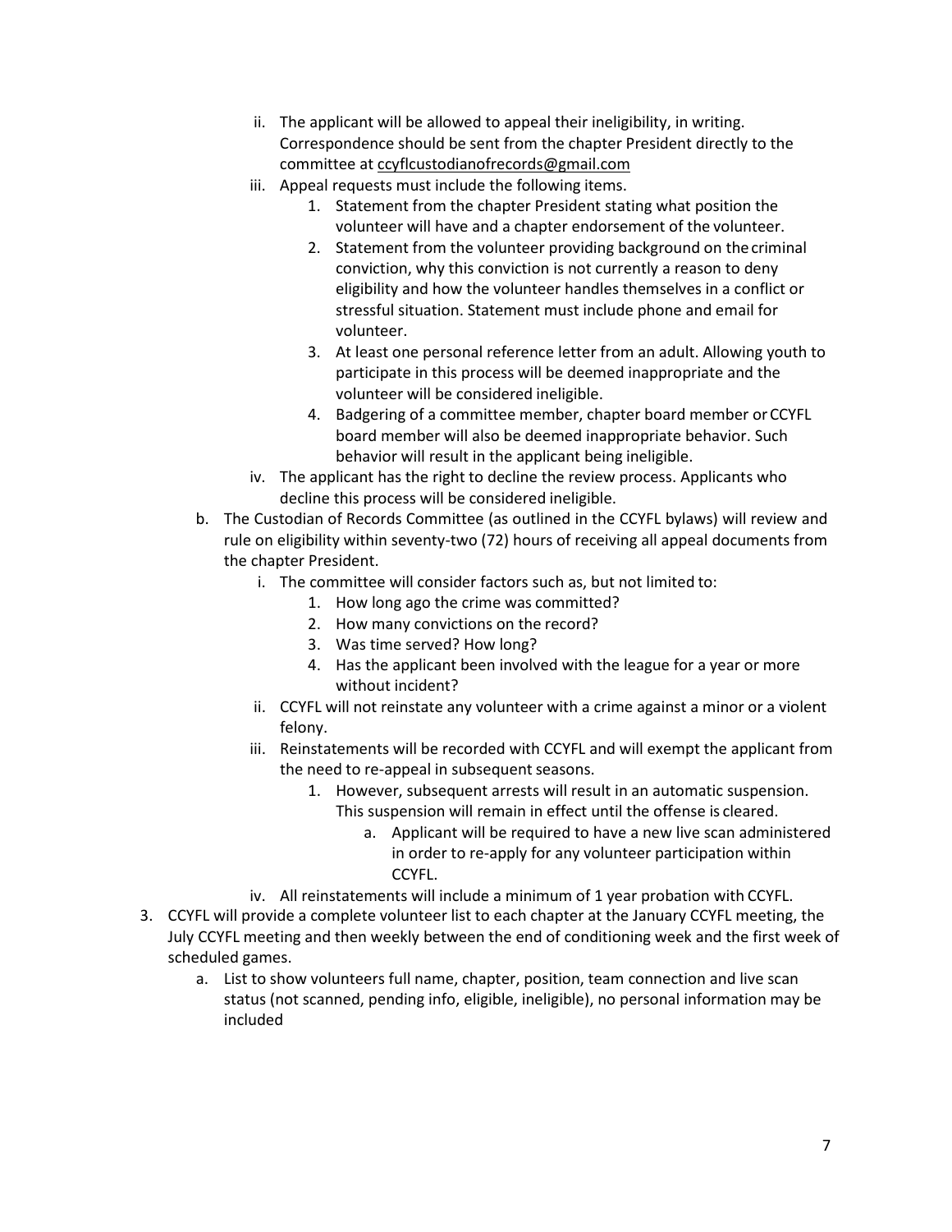- ii. The applicant will be allowed to appeal their ineligibility, in writing. Correspondence should be sent from the chapter President directly to the committee at ccyflcustodianofrecords@gmail.com
   - iii. Appeal requests must include the following items.
     1. Statement from the chapter President stating what position the volunteer will have and a chapter endorsement of the volunteer.
     2. Statement from the volunteer providing background on the criminal conviction, why this conviction is not currently a reason to deny eligibility and how the volunteer handles themselves in a conflict or stressful situation. Statement must include phone and email for volunteer.
     3. At least one personal reference letter from an adult. Allowing youth to participate in this process will be deemed inappropriate and the volunteer will be considered ineligible.
     4. Badgering of a committee member, chapter board member or CCYFL board member will also be deemed inappropriate behavior. Such behavior will result in the applicant being ineligible.
   - iv. The applicant has the right to decline the review process. Applicants who decline this process will be considered ineligible.
  - b. The Custodian of Records Committee (as outlined in the CCYFL bylaws) will review and rule on eligibility within seventy-two (72) hours of receiving all appeal documents from the chapter President.
    - i. The committee will consider factors such as, but not limited to:
      1. How long ago the crime was committed?
      2. How many convictions on the record?
      3. Was time served? How long?
      4. Has the applicant been involved with the league for a year or more without incident?
    - ii. CCYFL will not reinstate any volunteer with a crime against a minor or a violent felony.
    - iii. Reinstatements will be recorded with CCYFL and will exempt the applicant from the need to re-appeal in subsequent seasons.
      1. However, subsequent arrests will result in an automatic suspension. This suspension will remain in effect until the offense is cleared.
         - a. Applicant will be required to have a new live scan administered in order to re-apply for any volunteer participation within CCYFL.
    - iv. All reinstatements will include a minimum of 1 year probation with CCYFL.
3. CCYFL will provide a complete volunteer list to each chapter at the January CCYFL meeting, the July CCYFL meeting and then weekly between the end of conditioning week and the first week of scheduled games.
   - a. List to show volunteers full name, chapter, position, team connection and live scan status (not scanned, pending info, eligible, ineligible), no personal information may be included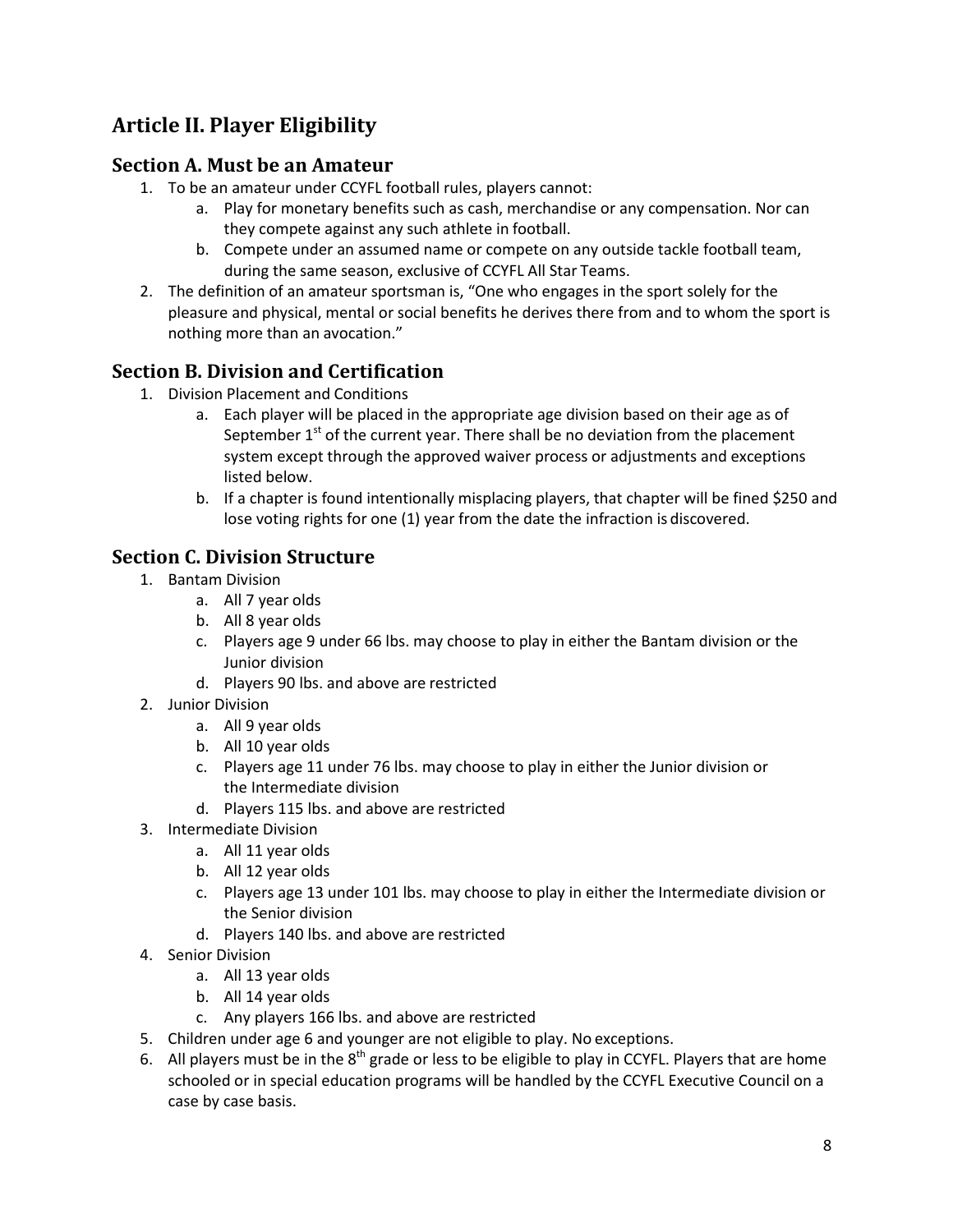## Article II. Player Eligibility

### Section A. Must be an Amateur

1. To be an amateur under CCYFL football rules, players cannot:
    a. Play for monetary benefits such as cash, merchandise or any compensation. Nor can they compete against any such athlete in football.
    b. Compete under an assumed name or compete on any outside tackle football team, during the same season, exclusive of CCYFL All Star Teams.
2. The definition of an amateur sportsman is, "One who engages in the sport solely for the pleasure and physical, mental or social benefits he derives there from and to whom the sport is nothing more than an avocation."

### Section B. Division and Certification

1. Division Placement and Conditions
    a. Each player will be placed in the appropriate age division based on their age as of September 1st of the current year. There shall be no deviation from the placement system except through the approved waiver process or adjustments and exceptions listed below.
    b. If a chapter is found intentionally misplacing players, that chapter will be fined $250 and lose voting rights for one (1) year from the date the infraction is discovered.

### Section C. Division Structure

1. Bantam Division
    a. All 7 year olds
    b. All 8 year olds
    c. Players age 9 under 66 lbs. may choose to play in either the Bantam division or the Junior division
    d. Players 90 lbs. and above are restricted
2. Junior Division
    a. All 9 year olds
    b. All 10 year olds
    c. Players age 11 under 76 lbs. may choose to play in either the Junior division or the Intermediate division
    d. Players 115 lbs. and above are restricted
3. Intermediate Division
    a. All 11 year olds
    b. All 12 year olds
    c. Players age 13 under 101 lbs. may choose to play in either the Intermediate division or the Senior division
    d. Players 140 lbs. and above are restricted
4. Senior Division
    a. All 13 year olds
    b. All 14 year olds
    c. Any players 166 lbs. and above are restricted
5. Children under age 6 and younger are not eligible to play. No exceptions.
6. All players must be in the 8th grade or less to be eligible to play in CCYFL. Players that are home schooled or in special education programs will be handled by the CCYFL Executive Council on a case by case basis.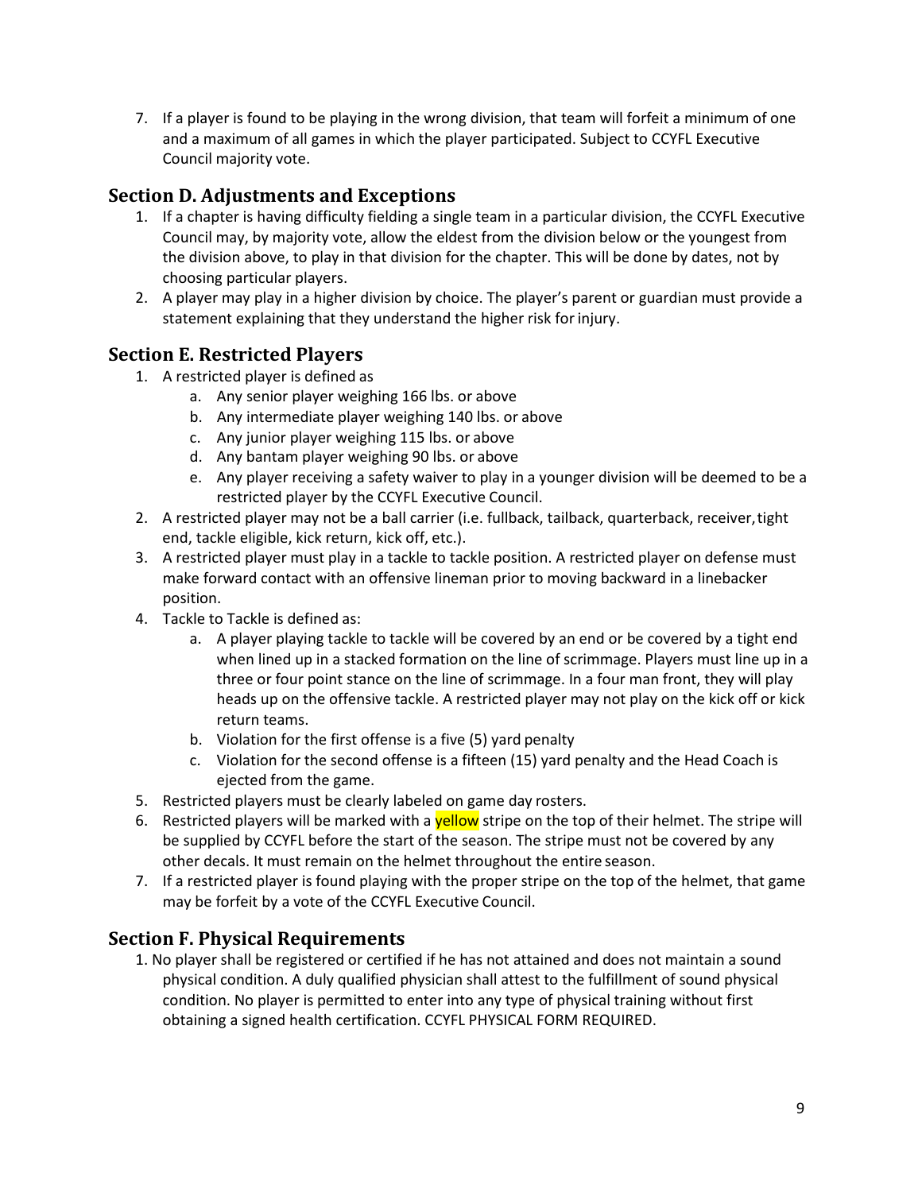7. If a player is found to be playing in the wrong division, that team will forfeit a minimum of one and a maximum of all games in which the player participated. Subject to CCYFL Executive Council majority vote.

## Section D. Adjustments and Exceptions

1. If a chapter is having difficulty fielding a single team in a particular division, the CCYFL Executive Council may, by majority vote, allow the eldest from the division below or the youngest from the division above, to play in that division for the chapter. This will be done by dates, not by choosing particular players.
2. A player may play in a higher division by choice. The player's parent or guardian must provide a statement explaining that they understand the higher risk for injury.

## Section E. Restricted Players

1. A restricted player is defined as
   a. Any senior player weighing 166 lbs. or above
   b. Any intermediate player weighing 140 lbs. or above
   c. Any junior player weighing 115 lbs. or above
   d. Any bantam player weighing 90 lbs. or above
   e. Any player receiving a safety waiver to play in a younger division will be deemed to be a restricted player by the CCYFL Executive Council.
2. A restricted player may not be a ball carrier (i.e. fullback, tailback, quarterback, receiver, tight end, tackle eligible, kick return, kick off, etc.).
3. A restricted player must play in a tackle to tackle position. A restricted player on defense must make forward contact with an offensive lineman prior to moving backward in a linebacker position.
4. Tackle to Tackle is defined as:
   a. A player playing tackle to tackle will be covered by an end or be covered by a tight end when lined up in a stacked formation on the line of scrimmage. Players must line up in a three or four point stance on the line of scrimmage. In a four man front, they will play heads up on the offensive tackle. A restricted player may not play on the kick off or kick return teams.
   b. Violation for the first offense is a five (5) yard penalty
   c. Violation for the second offense is a fifteen (15) yard penalty and the Head Coach is ejected from the game.
5. Restricted players must be clearly labeled on game day rosters.
6. Restricted players will be marked with a yellow stripe on the top of their helmet. The stripe will be supplied by CCYFL before the start of the season. The stripe must not be covered by any other decals. It must remain on the helmet throughout the entire season.
7. If a restricted player is found playing with the proper stripe on the top of the helmet, that game may be forfeit by a vote of the CCYFL Executive Council.

## Section F. Physical Requirements

1. No player shall be registered or certified if he has not attained and does not maintain a sound physical condition. A duly qualified physician shall attest to the fulfillment of sound physical condition. No player is permitted to enter into any type of physical training without first obtaining a signed health certification. CCYFL PHYSICAL FORM REQUIRED.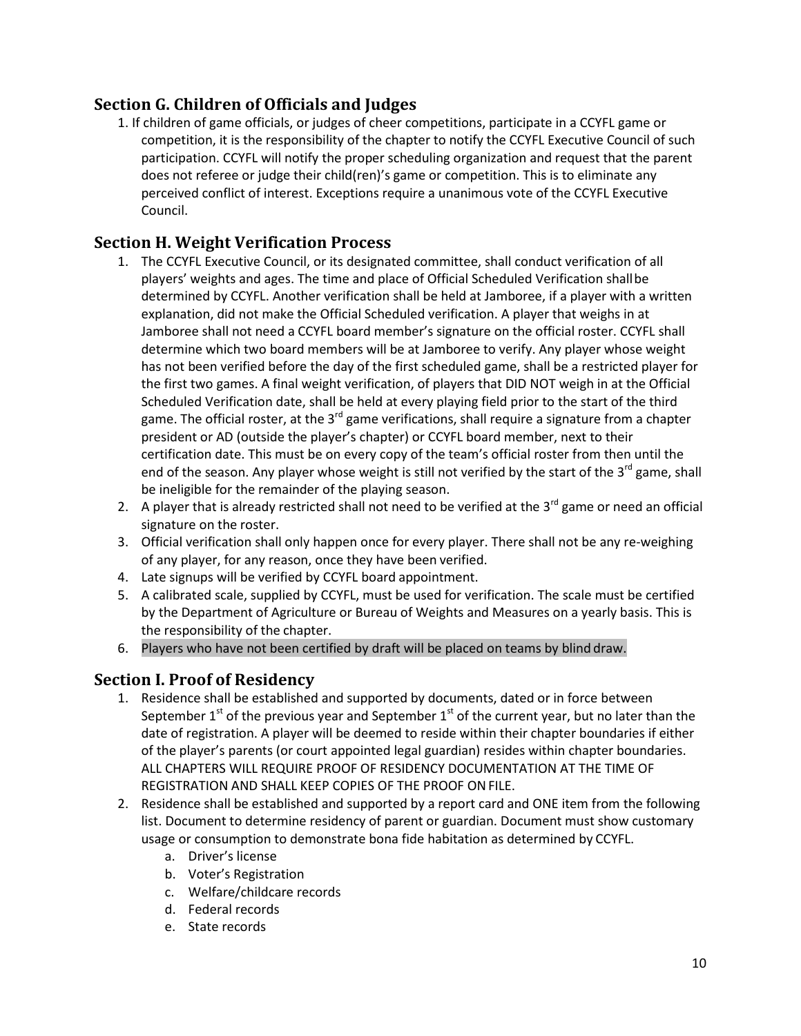## Section G. Children of Officials and Judges

1. If children of game officials, or judges of cheer competitions, participate in a CCYFL game or competition, it is the responsibility of the chapter to notify the CCYFL Executive Council of such participation. CCYFL will notify the proper scheduling organization and request that the parent does not referee or judge their child(ren)'s game or competition. This is to eliminate any perceived conflict of interest. Exceptions require a unanimous vote of the CCYFL Executive Council.

## Section H. Weight Verification Process

1. The CCYFL Executive Council, or its designated committee, shall conduct verification of all players' weights and ages. The time and place of Official Scheduled Verification shall be determined by CCYFL. Another verification shall be held at Jamboree, if a player with a written explanation, did not make the Official Scheduled verification. A player that weighs in at Jamboree shall not need a CCYFL board member's signature on the official roster. CCYFL shall determine which two board members will be at Jamboree to verify. Any player whose weight has not been verified before the day of the first scheduled game, shall be a restricted player for the first two games. A final weight verification, of players that DID NOT weigh in at the Official Scheduled Verification date, shall be held at every playing field prior to the start of the third game. The official roster, at the 3rd game verifications, shall require a signature from a chapter president or AD (outside the player's chapter) or CCYFL board member, next to their certification date. This must be on every copy of the team's official roster from then until the end of the season. Any player whose weight is still not verified by the start of the 3rd game, shall be ineligible for the remainder of the playing season.
2. A player that is already restricted shall not need to be verified at the 3rd game or need an official signature on the roster.
3. Official verification shall only happen once for every player. There shall not be any re-weighing of any player, for any reason, once they have been verified.
4. Late signups will be verified by CCYFL board appointment.
5. A calibrated scale, supplied by CCYFL, must be used for verification. The scale must be certified by the Department of Agriculture or Bureau of Weights and Measures on a yearly basis. This is the responsibility of the chapter.
6. Players who have not been certified by draft will be placed on teams by blind draw.

## Section I. Proof of Residency

1. Residence shall be established and supported by documents, dated or in force between September 1st of the previous year and September 1st of the current year, but no later than the date of registration. A player will be deemed to reside within their chapter boundaries if either of the player's parents (or court appointed legal guardian) resides within chapter boundaries. ALL CHAPTERS WILL REQUIRE PROOF OF RESIDENCY DOCUMENTATION AT THE TIME OF REGISTRATION AND SHALL KEEP COPIES OF THE PROOF ON FILE.
2. Residence shall be established and supported by a report card and ONE item from the following list. Document to determine residency of parent or guardian. Document must show customary usage or consumption to demonstrate bona fide habitation as determined by CCYFL.
   a. Driver's license
   b. Voter's Registration
   c. Welfare/childcare records
   d. Federal records
   e. State records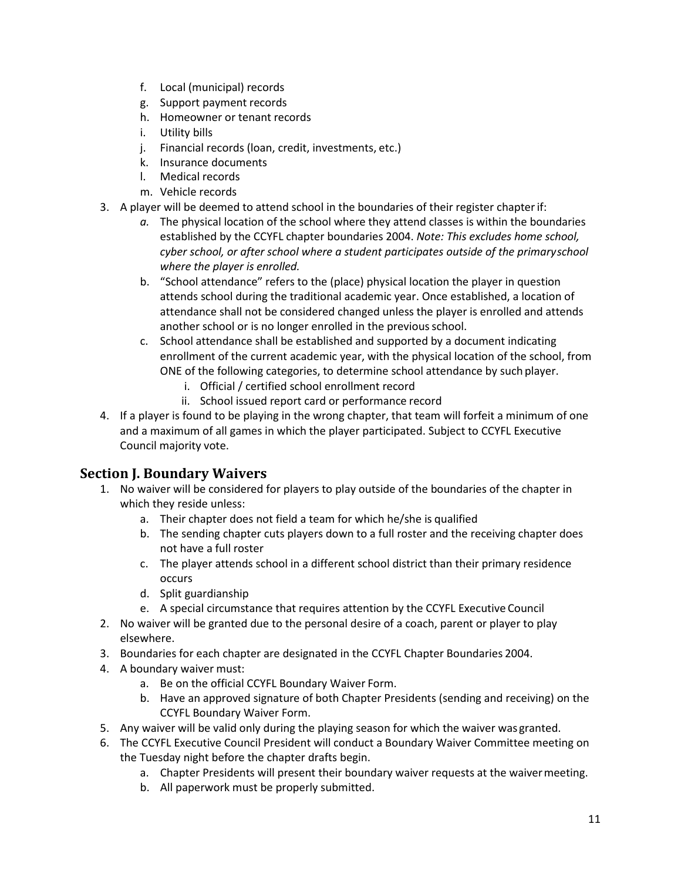f. Local (municipal) records
   g. Support payment records
   h. Homeowner or tenant records
   i. Utility bills
   j. Financial records (loan, credit, investments, etc.)
   k. Insurance documents
   l. Medical records
   m. Vehicle records
3. A player will be deemed to attend school in the boundaries of their register chapter if:
   a. The physical location of the school where they attend classes is within the boundaries established by the CCYFL chapter boundaries 2004. *Note: This excludes home school, cyber school, or after school where a student participates outside of the primary school where the player is enrolled.*
   b. "School attendance" refers to the (place) physical location the player in question attends school during the traditional academic year. Once established, a location of attendance shall not be considered changed unless the player is enrolled and attends another school or is no longer enrolled in the previous school.
   c. School attendance shall be established and supported by a document indicating enrollment of the current academic year, with the physical location of the school, from ONE of the following categories, to determine school attendance by such player.
      i. Official / certified school enrollment record
      ii. School issued report card or performance record
4. If a player is found to be playing in the wrong chapter, that team will forfeit a minimum of one and a maximum of all games in which the player participated. Subject to CCYFL Executive Council majority vote.

## Section J. Boundary Waivers

1. No waiver will be considered for players to play outside of the boundaries of the chapter in which they reside unless:
   a. Their chapter does not field a team for which he/she is qualified
   b. The sending chapter cuts players down to a full roster and the receiving chapter does not have a full roster
   c. The player attends school in a different school district than their primary residence occurs
   d. Split guardianship
   e. A special circumstance that requires attention by the CCYFL Executive Council
2. No waiver will be granted due to the personal desire of a coach, parent or player to play elsewhere.
3. Boundaries for each chapter are designated in the CCYFL Chapter Boundaries 2004.
4. A boundary waiver must:
   a. Be on the official CCYFL Boundary Waiver Form.
   b. Have an approved signature of both Chapter Presidents (sending and receiving) on the CCYFL Boundary Waiver Form.
5. Any waiver will be valid only during the playing season for which the waiver was granted.
6. The CCYFL Executive Council President will conduct a Boundary Waiver Committee meeting on the Tuesday night before the chapter drafts begin.
   a. Chapter Presidents will present their boundary waiver requests at the waiver meeting.
   b. All paperwork must be properly submitted.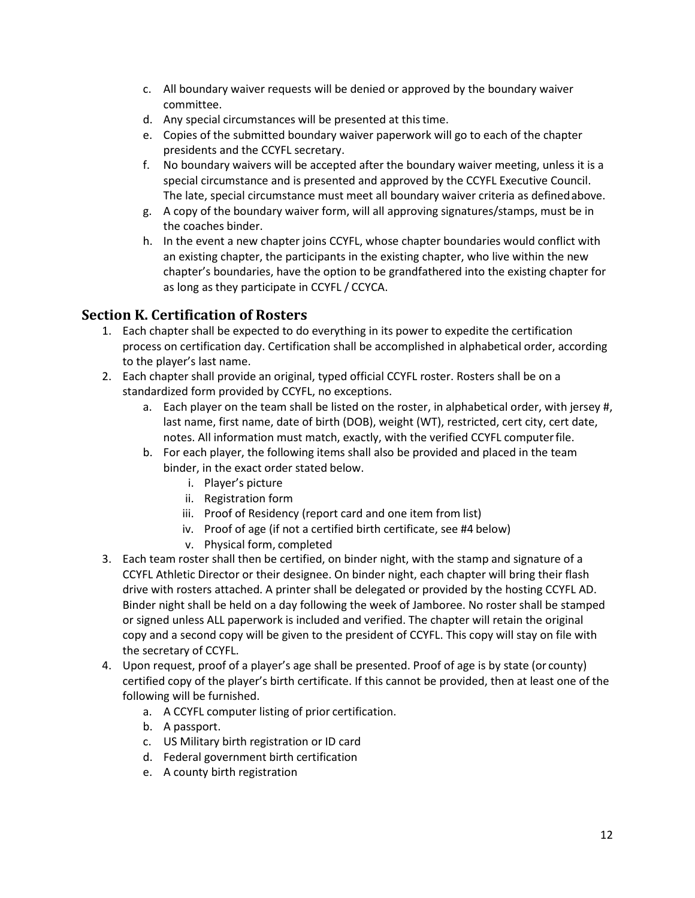c. All boundary waiver requests will be denied or approved by the boundary waiver committee.
d. Any special circumstances will be presented at this time.
e. Copies of the submitted boundary waiver paperwork will go to each of the chapter presidents and the CCYFL secretary.
f. No boundary waivers will be accepted after the boundary waiver meeting, unless it is a special circumstance and is presented and approved by the CCYFL Executive Council. The late, special circumstance must meet all boundary waiver criteria as defined above.
g. A copy of the boundary waiver form, will all approving signatures/stamps, must be in the coaches binder.
h. In the event a new chapter joins CCYFL, whose chapter boundaries would conflict with an existing chapter, the participants in the existing chapter, who live within the new chapter's boundaries, have the option to be grandfathered into the existing chapter for as long as they participate in CCYFL / CCYCA.

## Section K. Certification of Rosters

1. Each chapter shall be expected to do everything in its power to expedite the certification process on certification day. Certification shall be accomplished in alphabetical order, according to the player's last name.
2. Each chapter shall provide an original, typed official CCYFL roster. Rosters shall be on a standardized form provided by CCYFL, no exceptions.
   a. Each player on the team shall be listed on the roster, in alphabetical order, with jersey #, last name, first name, date of birth (DOB), weight (WT), restricted, cert city, cert date, notes. All information must match, exactly, with the verified CCYFL computer file.
   b. For each player, the following items shall also be provided and placed in the team binder, in the exact order stated below.
      i. Player's picture
      ii. Registration form
      iii. Proof of Residency (report card and one item from list)
      iv. Proof of age (if not a certified birth certificate, see #4 below)
      v. Physical form, completed
3. Each team roster shall then be certified, on binder night, with the stamp and signature of a CCYFL Athletic Director or their designee. On binder night, each chapter will bring their flash drive with rosters attached. A printer shall be delegated or provided by the hosting CCYFL AD. Binder night shall be held on a day following the week of Jamboree. No roster shall be stamped or signed unless ALL paperwork is included and verified. The chapter will retain the original copy and a second copy will be given to the president of CCYFL. This copy will stay on file with the secretary of CCYFL.
4. Upon request, proof of a player's age shall be presented. Proof of age is by state (or county) certified copy of the player's birth certificate. If this cannot be provided, then at least one of the following will be furnished.
   a. A CCYFL computer listing of prior certification.
   b. A passport.
   c. US Military birth registration or ID card
   d. Federal government birth certification
   e. A county birth registration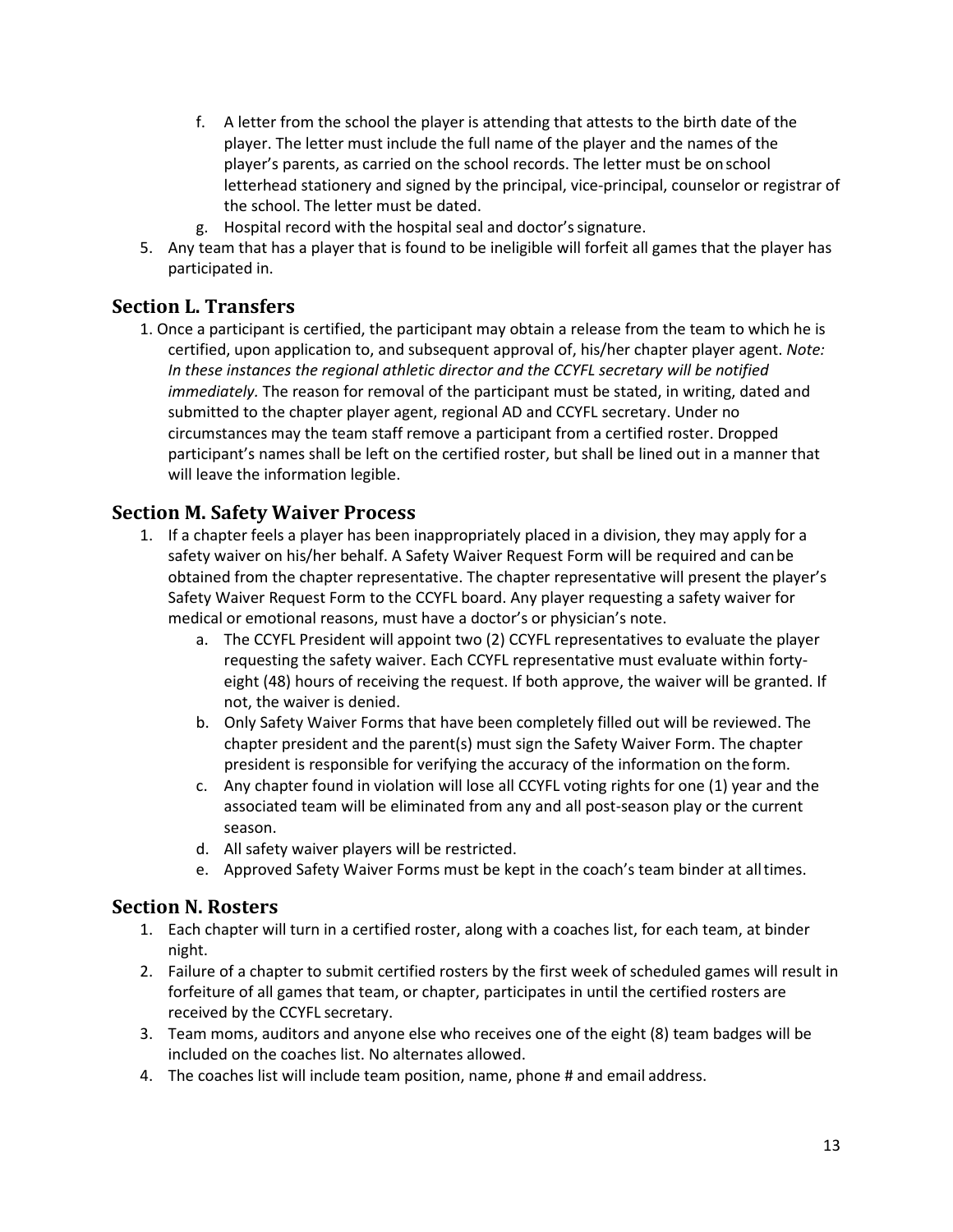f. A letter from the school the player is attending that attests to the birth date of the player. The letter must include the full name of the player and the names of the player's parents, as carried on the school records. The letter must be on school letterhead stationery and signed by the principal, vice-principal, counselor or registrar of the school. The letter must be dated.
   g. Hospital record with the hospital seal and doctor's signature.
5. Any team that has a player that is found to be ineligible will forfeit all games that the player has participated in.

## Section L. Transfers

1. Once a participant is certified, the participant may obtain a release from the team to which he is certified, upon application to, and subsequent approval of, his/her chapter player agent. *Note: In these instances the regional athletic director and the CCYFL secretary will be notified immediately.* The reason for removal of the participant must be stated, in writing, dated and submitted to the chapter player agent, regional AD and CCYFL secretary. Under no circumstances may the team staff remove a participant from a certified roster. Dropped participant's names shall be left on the certified roster, but shall be lined out in a manner that will leave the information legible.

## Section M. Safety Waiver Process

1. If a chapter feels a player has been inappropriately placed in a division, they may apply for a safety waiver on his/her behalf. A Safety Waiver Request Form will be required and can be obtained from the chapter representative. The chapter representative will present the player's Safety Waiver Request Form to the CCYFL board. Any player requesting a safety waiver for medical or emotional reasons, must have a doctor's or physician's note.
   a. The CCYFL President will appoint two (2) CCYFL representatives to evaluate the player requesting the safety waiver. Each CCYFL representative must evaluate within forty-eight (48) hours of receiving the request. If both approve, the waiver will be granted. If not, the waiver is denied.
   b. Only Safety Waiver Forms that have been completely filled out will be reviewed. The chapter president and the parent(s) must sign the Safety Waiver Form. The chapter president is responsible for verifying the accuracy of the information on the form.
   c. Any chapter found in violation will lose all CCYFL voting rights for one (1) year and the associated team will be eliminated from any and all post-season play or the current season.
   d. All safety waiver players will be restricted.
   e. Approved Safety Waiver Forms must be kept in the coach's team binder at all times.

## Section N. Rosters

1. Each chapter will turn in a certified roster, along with a coaches list, for each team, at binder night.
2. Failure of a chapter to submit certified rosters by the first week of scheduled games will result in forfeiture of all games that team, or chapter, participates in until the certified rosters are received by the CCYFL secretary.
3. Team moms, auditors and anyone else who receives one of the eight (8) team badges will be included on the coaches list. No alternates allowed.
4. The coaches list will include team position, name, phone # and email address.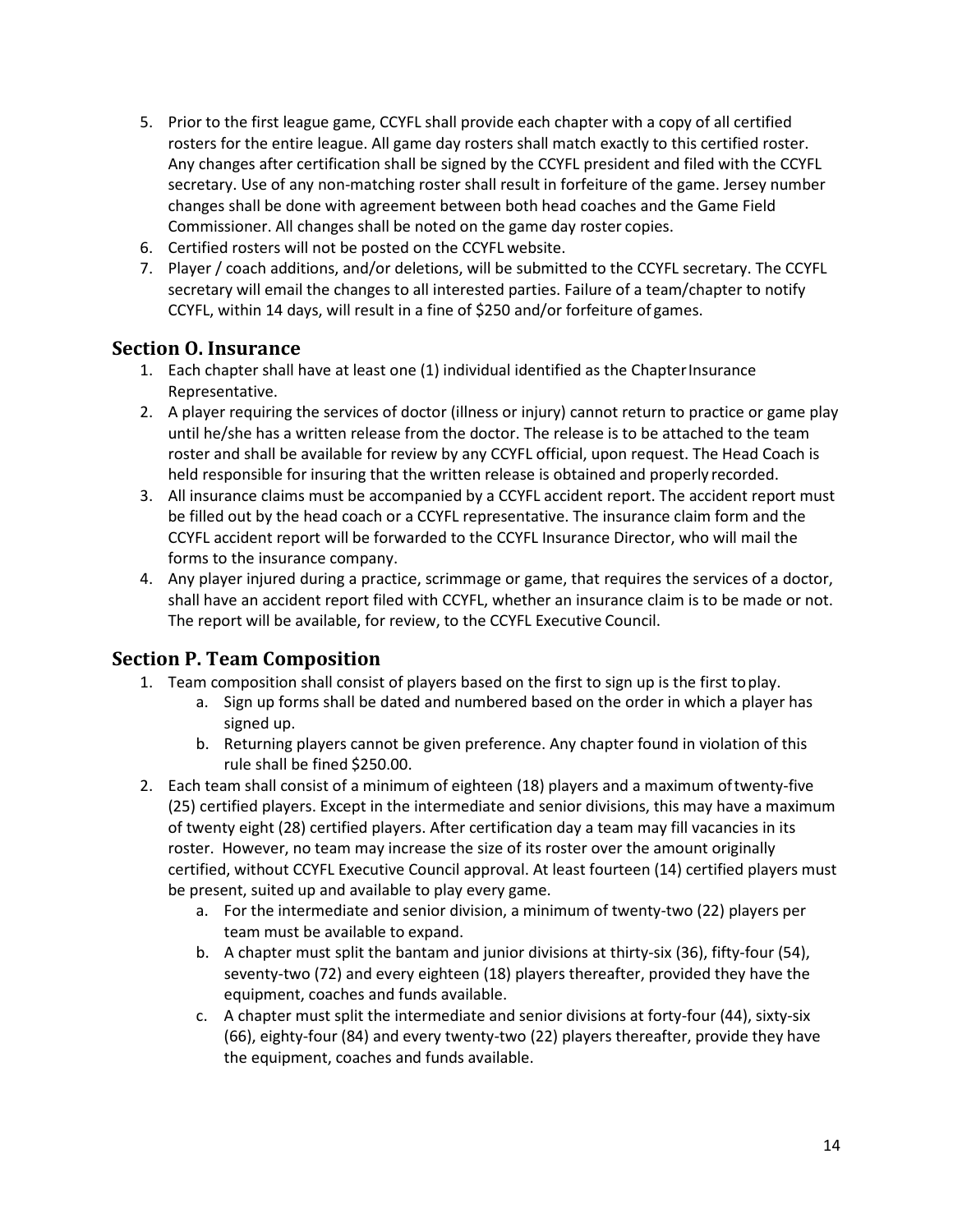5. Prior to the first league game, CCYFL shall provide each chapter with a copy of all certified rosters for the entire league. All game day rosters shall match exactly to this certified roster. Any changes after certification shall be signed by the CCYFL president and filed with the CCYFL secretary. Use of any non-matching roster shall result in forfeiture of the game. Jersey number changes shall be done with agreement between both head coaches and the Game Field Commissioner. All changes shall be noted on the game day roster copies.
6. Certified rosters will not be posted on the CCYFL website.
7. Player / coach additions, and/or deletions, will be submitted to the CCYFL secretary. The CCYFL secretary will email the changes to all interested parties. Failure of a team/chapter to notify CCYFL, within 14 days, will result in a fine of $250 and/or forfeiture of games.

## Section O. Insurance

1. Each chapter shall have at least one (1) individual identified as the Chapter Insurance Representative.
2. A player requiring the services of doctor (illness or injury) cannot return to practice or game play until he/she has a written release from the doctor. The release is to be attached to the team roster and shall be available for review by any CCYFL official, upon request. The Head Coach is held responsible for insuring that the written release is obtained and properly recorded.
3. All insurance claims must be accompanied by a CCYFL accident report. The accident report must be filled out by the head coach or a CCYFL representative. The insurance claim form and the CCYFL accident report will be forwarded to the CCYFL Insurance Director, who will mail the forms to the insurance company.
4. Any player injured during a practice, scrimmage or game, that requires the services of a doctor, shall have an accident report filed with CCYFL, whether an insurance claim is to be made or not. The report will be available, for review, to the CCYFL Executive Council.

## Section P. Team Composition

1. Team composition shall consist of players based on the first to sign up is the first to play.
   a. Sign up forms shall be dated and numbered based on the order in which a player has signed up.
   b. Returning players cannot be given preference. Any chapter found in violation of this rule shall be fined $250.00.
2. Each team shall consist of a minimum of eighteen (18) players and a maximum of twenty-five (25) certified players. Except in the intermediate and senior divisions, this may have a maximum of twenty eight (28) certified players. After certification day a team may fill vacancies in its roster. However, no team may increase the size of its roster over the amount originally certified, without CCYFL Executive Council approval. At least fourteen (14) certified players must be present, suited up and available to play every game.
   a. For the intermediate and senior division, a minimum of twenty-two (22) players per team must be available to expand.
   b. A chapter must split the bantam and junior divisions at thirty-six (36), fifty-four (54), seventy-two (72) and every eighteen (18) players thereafter, provided they have the equipment, coaches and funds available.
   c. A chapter must split the intermediate and senior divisions at forty-four (44), sixty-six (66), eighty-four (84) and every twenty-two (22) players thereafter, provide they have the equipment, coaches and funds available.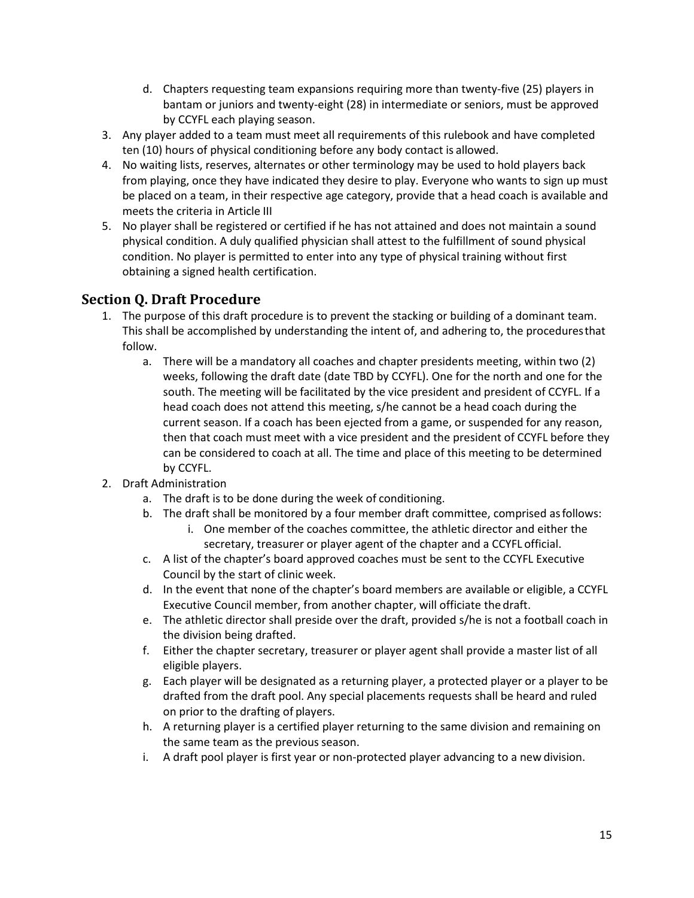d. Chapters requesting team expansions requiring more than twenty-five (25) players in bantam or juniors and twenty-eight (28) in intermediate or seniors, must be approved by CCYFL each playing season.
3. Any player added to a team must meet all requirements of this rulebook and have completed ten (10) hours of physical conditioning before any body contact is allowed.
4. No waiting lists, reserves, alternates or other terminology may be used to hold players back from playing, once they have indicated they desire to play. Everyone who wants to sign up must be placed on a team, in their respective age category, provide that a head coach is available and meets the criteria in Article III
5. No player shall be registered or certified if he has not attained and does not maintain a sound physical condition. A duly qualified physician shall attest to the fulfillment of sound physical condition. No player is permitted to enter into any type of physical training without first obtaining a signed health certification.

## Section Q. Draft Procedure

1. The purpose of this draft procedure is to prevent the stacking or building of a dominant team. This shall be accomplished by understanding the intent of, and adhering to, the procedures that follow.
   a. There will be a mandatory all coaches and chapter presidents meeting, within two (2) weeks, following the draft date (date TBD by CCYFL). One for the north and one for the south. The meeting will be facilitated by the vice president and president of CCYFL. If a head coach does not attend this meeting, s/he cannot be a head coach during the current season. If a coach has been ejected from a game, or suspended for any reason, then that coach must meet with a vice president and the president of CCYFL before they can be considered to coach at all. The time and place of this meeting to be determined by CCYFL.
2. Draft Administration
   a. The draft is to be done during the week of conditioning.
   b. The draft shall be monitored by a four member draft committee, comprised as follows:
      i. One member of the coaches committee, the athletic director and either the secretary, treasurer or player agent of the chapter and a CCYFL official.
   c. A list of the chapter's board approved coaches must be sent to the CCYFL Executive Council by the start of clinic week.
   d. In the event that none of the chapter's board members are available or eligible, a CCYFL Executive Council member, from another chapter, will officiate the draft.
   e. The athletic director shall preside over the draft, provided s/he is not a football coach in the division being drafted.
   f. Either the chapter secretary, treasurer or player agent shall provide a master list of all eligible players.
   g. Each player will be designated as a returning player, a protected player or a player to be drafted from the draft pool. Any special placements requests shall be heard and ruled on prior to the drafting of players.
   h. A returning player is a certified player returning to the same division and remaining on the same team as the previous season.
   i. A draft pool player is first year or non-protected player advancing to a new division.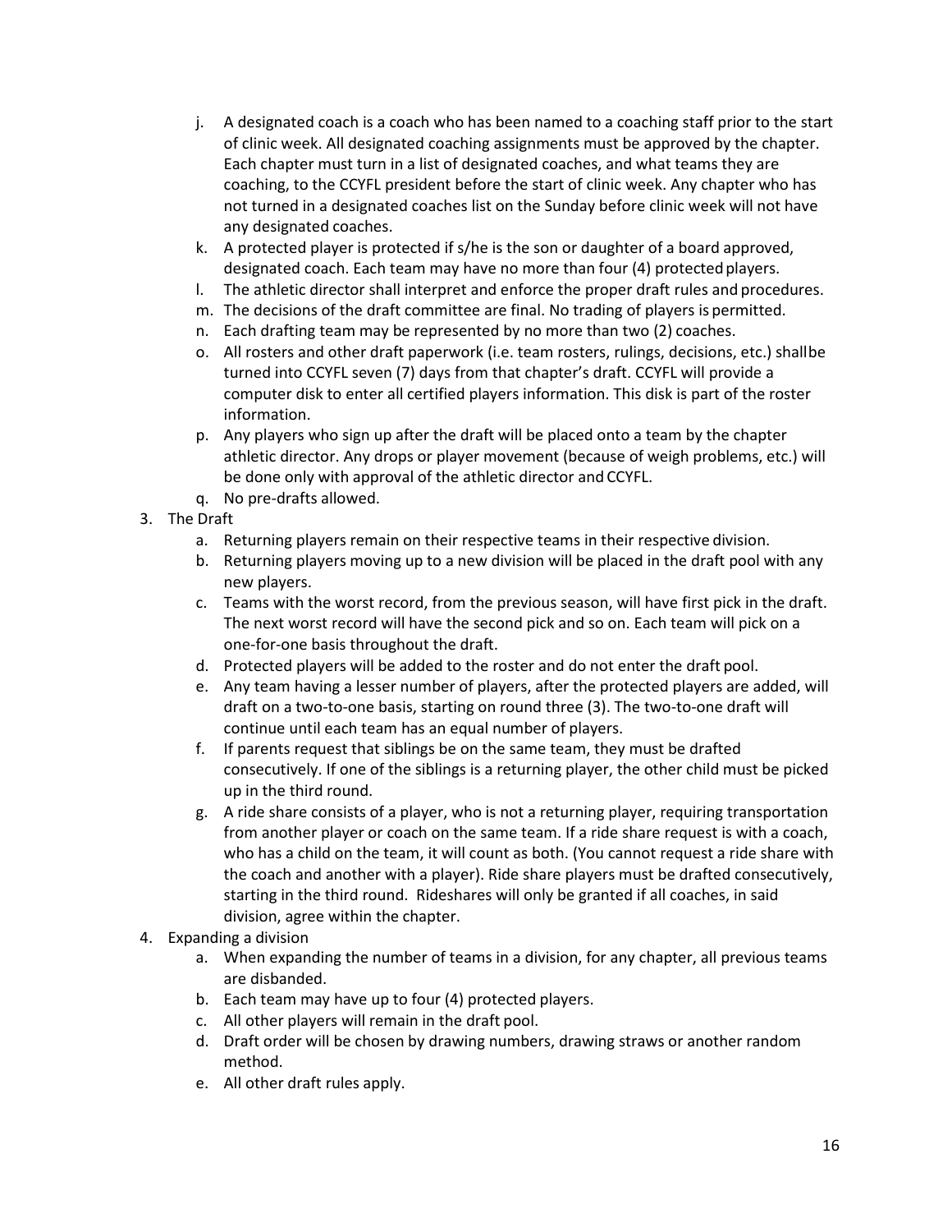j. A designated coach is a coach who has been named to a coaching staff prior to the start of clinic week. All designated coaching assignments must be approved by the chapter. Each chapter must turn in a list of designated coaches, and what teams they are coaching, to the CCYFL president before the start of clinic week. Any chapter who has not turned in a designated coaches list on the Sunday before clinic week will not have any designated coaches.
   k. A protected player is protected if s/he is the son or daughter of a board approved, designated coach. Each team may have no more than four (4) protected players.
   l. The athletic director shall interpret and enforce the proper draft rules and procedures.
   m. The decisions of the draft committee are final. No trading of players is permitted.
   n. Each drafting team may be represented by no more than two (2) coaches.
   o. All rosters and other draft paperwork (i.e. team rosters, rulings, decisions, etc.) shallbe turned into CCYFL seven (7) days from that chapter's draft. CCYFL will provide a computer disk to enter all certified players information. This disk is part of the roster information.
   p. Any players who sign up after the draft will be placed onto a team by the chapter athletic director. Any drops or player movement (because of weigh problems, etc.) will be done only with approval of the athletic director and CCYFL.
   q. No pre-drafts allowed.

3. The Draft
   a. Returning players remain on their respective teams in their respective division.
   b. Returning players moving up to a new division will be placed in the draft pool with any new players.
   c. Teams with the worst record, from the previous season, will have first pick in the draft. The next worst record will have the second pick and so on. Each team will pick on a one-for-one basis throughout the draft.
   d. Protected players will be added to the roster and do not enter the draft pool.
   e. Any team having a lesser number of players, after the protected players are added, will draft on a two-to-one basis, starting on round three (3). The two-to-one draft will continue until each team has an equal number of players.
   f. If parents request that siblings be on the same team, they must be drafted consecutively. If one of the siblings is a returning player, the other child must be picked up in the third round.
   g. A ride share consists of a player, who is not a returning player, requiring transportation from another player or coach on the same team. If a ride share request is with a coach, who has a child on the team, it will count as both. (You cannot request a ride share with the coach and another with a player). Ride share players must be drafted consecutively, starting in the third round. Rideshares will only be granted if all coaches, in said division, agree within the chapter.

4. Expanding a division
   a. When expanding the number of teams in a division, for any chapter, all previous teams are disbanded.
   b. Each team may have up to four (4) protected players.
   c. All other players will remain in the draft pool.
   d. Draft order will be chosen by drawing numbers, drawing straws or another random method.
   e. All other draft rules apply.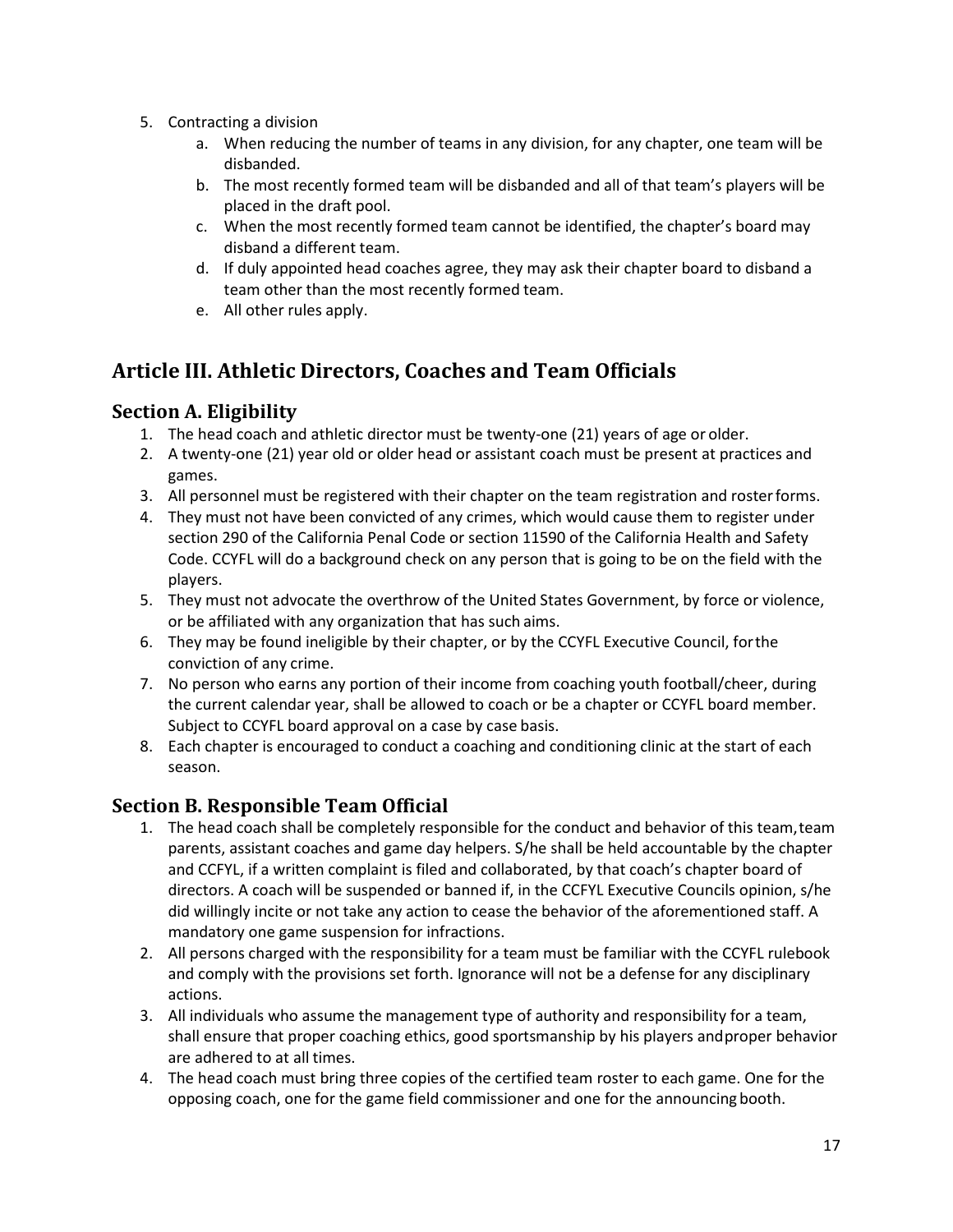5. Contracting a division
   a. When reducing the number of teams in any division, for any chapter, one team will be disbanded.
   b. The most recently formed team will be disbanded and all of that team's players will be placed in the draft pool.
   c. When the most recently formed team cannot be identified, the chapter's board may disband a different team.
   d. If duly appointed head coaches agree, they may ask their chapter board to disband a team other than the most recently formed team.
   e. All other rules apply.

## Article III. Athletic Directors, Coaches and Team Officials

### Section A. Eligibility

1. The head coach and athletic director must be twenty-one (21) years of age or older.
2. A twenty-one (21) year old or older head or assistant coach must be present at practices and games.
3. All personnel must be registered with their chapter on the team registration and roster forms.
4. They must not have been convicted of any crimes, which would cause them to register under section 290 of the California Penal Code or section 11590 of the California Health and Safety Code. CCYFL will do a background check on any person that is going to be on the field with the players.
5. They must not advocate the overthrow of the United States Government, by force or violence, or be affiliated with any organization that has such aims.
6. They may be found ineligible by their chapter, or by the CCYFL Executive Council, for the conviction of any crime.
7. No person who earns any portion of their income from coaching youth football/cheer, during the current calendar year, shall be allowed to coach or be a chapter or CCYFL board member. Subject to CCYFL board approval on a case by case basis.
8. Each chapter is encouraged to conduct a coaching and conditioning clinic at the start of each season.

### Section B. Responsible Team Official

1. The head coach shall be completely responsible for the conduct and behavior of this team, team parents, assistant coaches and game day helpers. S/he shall be held accountable by the chapter and CCFYL, if a written complaint is filed and collaborated, by that coach's chapter board of directors. A coach will be suspended or banned if, in the CCFYL Executive Councils opinion, s/he did willingly incite or not take any action to cease the behavior of the aforementioned staff. A mandatory one game suspension for infractions.
2. All persons charged with the responsibility for a team must be familiar with the CCYFL rulebook and comply with the provisions set forth. Ignorance will not be a defense for any disciplinary actions.
3. All individuals who assume the management type of authority and responsibility for a team, shall ensure that proper coaching ethics, good sportsmanship by his players and proper behavior are adhered to at all times.
4. The head coach must bring three copies of the certified team roster to each game. One for the opposing coach, one for the game field commissioner and one for the announcing booth.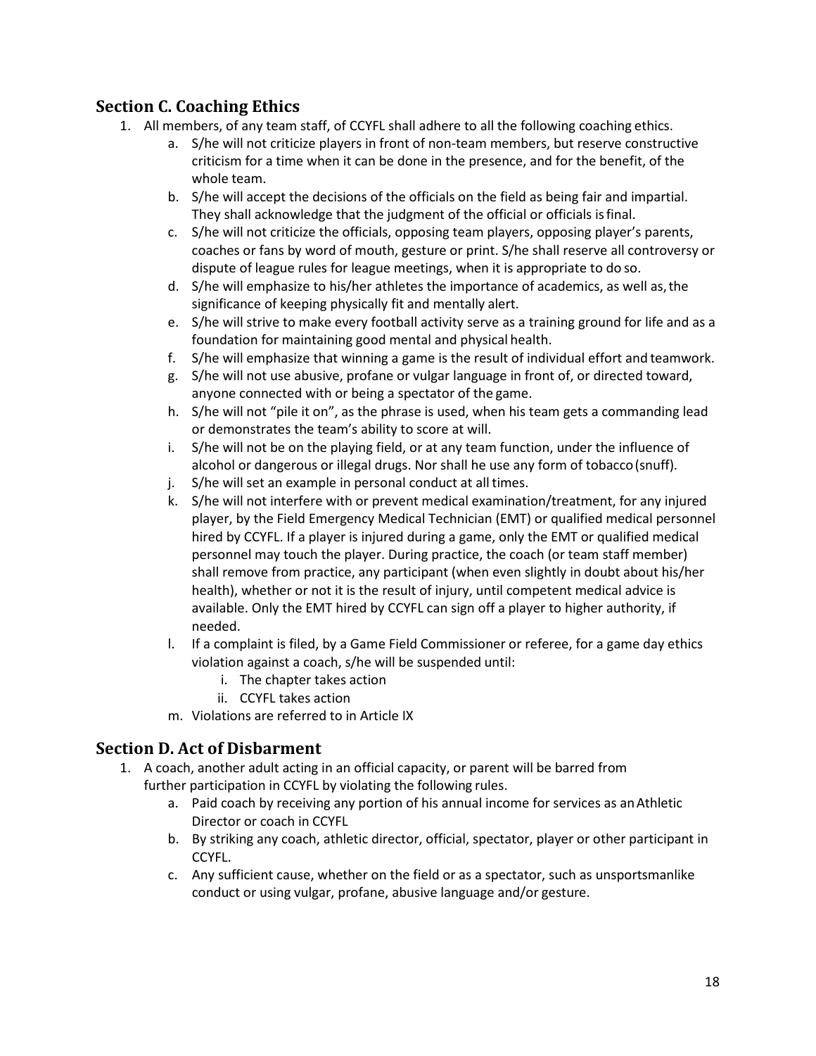## Section C. Coaching Ethics

1. All members, of any team staff, of CCYFL shall adhere to all the following coaching ethics.
    a. S/he will not criticize players in front of non-team members, but reserve constructive criticism for a time when it can be done in the presence, and for the benefit, of the whole team.
    b. S/he will accept the decisions of the officials on the field as being fair and impartial. They shall acknowledge that the judgment of the official or officials is final.
    c. S/he will not criticize the officials, opposing team players, opposing player's parents, coaches or fans by word of mouth, gesture or print. S/he shall reserve all controversy or dispute of league rules for league meetings, when it is appropriate to do so.
    d. S/he will emphasize to his/her athletes the importance of academics, as well as, the significance of keeping physically fit and mentally alert.
    e. S/he will strive to make every football activity serve as a training ground for life and as a foundation for maintaining good mental and physical health.
    f. S/he will emphasize that winning a game is the result of individual effort and teamwork.
    g. S/he will not use abusive, profane or vulgar language in front of, or directed toward, anyone connected with or being a spectator of the game.
    h. S/he will not "pile it on", as the phrase is used, when his team gets a commanding lead or demonstrates the team's ability to score at will.
    i. S/he will not be on the playing field, or at any team function, under the influence of alcohol or dangerous or illegal drugs. Nor shall he use any form of tobacco (snuff).
    j. S/he will set an example in personal conduct at all times.
    k. S/he will not interfere with or prevent medical examination/treatment, for any injured player, by the Field Emergency Medical Technician (EMT) or qualified medical personnel hired by CCYFL. If a player is injured during a game, only the EMT or qualified medical personnel may touch the player. During practice, the coach (or team staff member) shall remove from practice, any participant (when even slightly in doubt about his/her health), whether or not it is the result of injury, until competent medical advice is available. Only the EMT hired by CCYFL can sign off a player to higher authority, if needed.
    l. If a complaint is filed, by a Game Field Commissioner or referee, for a game day ethics violation against a coach, s/he will be suspended until:
        i. The chapter takes action
        ii. CCYFL takes action
    m. Violations are referred to in Article IX

## Section D. Act of Disbarment

1. A coach, another adult acting in an official capacity, or parent will be barred from further participation in CCYFL by violating the following rules.
    a. Paid coach by receiving any portion of his annual income for services as an Athletic Director or coach in CCYFL
    b. By striking any coach, athletic director, official, spectator, player or other participant in CCYFL.
    c. Any sufficient cause, whether on the field or as a spectator, such as unsportsmanlike conduct or using vulgar, profane, abusive language and/or gesture.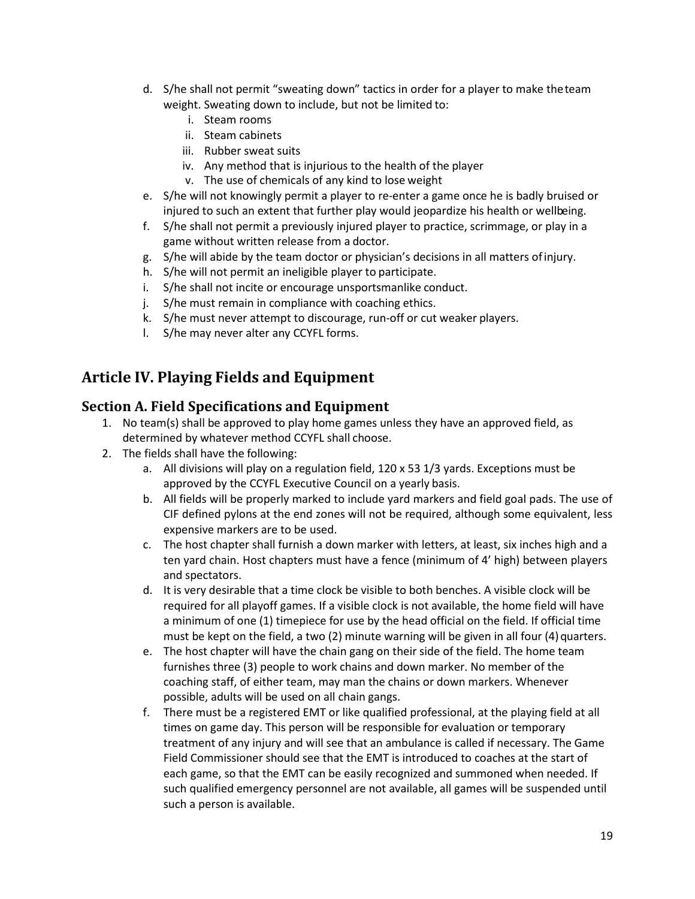d. S/he shall not permit "sweating down" tactics in order for a player to make the team weight. Sweating down to include, but not be limited to:
    i. Steam rooms
    ii. Steam cabinets
    iii. Rubber sweat suits
    iv. Any method that is injurious to the health of the player
    v. The use of chemicals of any kind to lose weight

e. S/he will not knowingly permit a player to re-enter a game once he is badly bruised or injured to such an extent that further play would jeopardize his health or wellbeing.

f. S/he shall not permit a previously injured player to practice, scrimmage, or play in a game without written release from a doctor.

g. S/he will abide by the team doctor or physician's decisions in all matters of injury.

h. S/he will not permit an ineligible player to participate.

i. S/he shall not incite or encourage unsportsmanlike conduct.

j. S/he must remain in compliance with coaching ethics.

k. S/he must never attempt to discourage, run-off or cut weaker players.

l. S/he may never alter any CCYFL forms.

# Article IV. Playing Fields and Equipment

## Section A. Field Specifications and Equipment

1. No team(s) shall be approved to play home games unless they have an approved field, as determined by whatever method CCYFL shall choose.
2. The fields shall have the following:
    a. All divisions will play on a regulation field, 120 x 53 1/3 yards. Exceptions must be approved by the CCYFL Executive Council on a yearly basis.
    b. All fields will be properly marked to include yard markers and field goal pads. The use of CIF defined pylons at the end zones will not be required, although some equivalent, less expensive markers are to be used.
    c. The host chapter shall furnish a down marker with letters, at least, six inches high and a ten yard chain. Host chapters must have a fence (minimum of 4' high) between players and spectators.
    d. It is very desirable that a time clock be visible to both benches. A visible clock will be required for all playoff games. If a visible clock is not available, the home field will have a minimum of one (1) timepiece for use by the head official on the field. If official time must be kept on the field, a two (2) minute warning will be given in all four (4) quarters.
    e. The host chapter will have the chain gang on their side of the field. The home team furnishes three (3) people to work chains and down marker. No member of the coaching staff, of either team, may man the chains or down markers. Whenever possible, adults will be used on all chain gangs.
    f. There must be a registered EMT or like qualified professional, at the playing field at all times on game day. This person will be responsible for evaluation or temporary treatment of any injury and will see that an ambulance is called if necessary. The Game Field Commissioner should see that the EMT is introduced to coaches at the start of each game, so that the EMT can be easily recognized and summoned when needed. If such qualified emergency personnel are not available, all games will be suspended until such a person is available.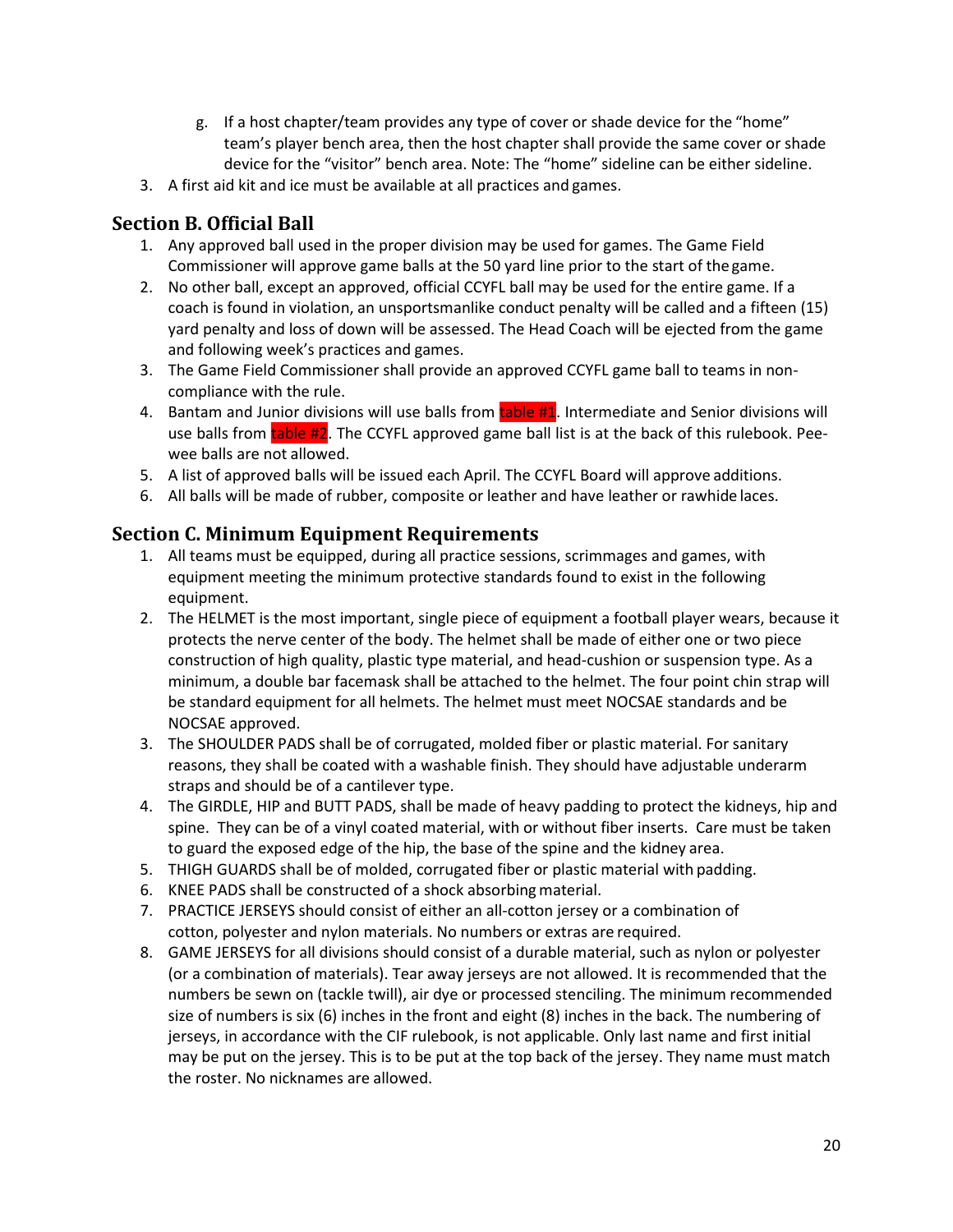g. If a host chapter/team provides any type of cover or shade device for the "home" team's player bench area, then the host chapter shall provide the same cover or shade device for the "visitor" bench area. Note: The "home" sideline can be either sideline.

3. A first aid kit and ice must be available at all practices and games.

## Section B. Official Ball

1. Any approved ball used in the proper division may be used for games. The Game Field Commissioner will approve game balls at the 50 yard line prior to the start of the game.
2. No other ball, except an approved, official CCYFL ball may be used for the entire game. If a coach is found in violation, an unsportsmanlike conduct penalty will be called and a fifteen (15) yard penalty and loss of down will be assessed. The Head Coach will be ejected from the game and following week's practices and games.
3. The Game Field Commissioner shall provide an approved CCYFL game ball to teams in non-compliance with the rule.
4. Bantam and Junior divisions will use balls from table #1. Intermediate and Senior divisions will use balls from table #2. The CCYFL approved game ball list is at the back of this rulebook. Pee-wee balls are not allowed.
5. A list of approved balls will be issued each April. The CCYFL Board will approve additions.
6. All balls will be made of rubber, composite or leather and have leather or rawhide laces.

## Section C. Minimum Equipment Requirements

1. All teams must be equipped, during all practice sessions, scrimmages and games, with equipment meeting the minimum protective standards found to exist in the following equipment.
2. The HELMET is the most important, single piece of equipment a football player wears, because it protects the nerve center of the body. The helmet shall be made of either one or two piece construction of high quality, plastic type material, and head-cushion or suspension type. As a minimum, a double bar facemask shall be attached to the helmet. The four point chin strap will be standard equipment for all helmets. The helmet must meet NOCSAE standards and be NOCSAE approved.
3. The SHOULDER PADS shall be of corrugated, molded fiber or plastic material. For sanitary reasons, they shall be coated with a washable finish. They should have adjustable underarm straps and should be of a cantilever type.
4. The GIRDLE, HIP and BUTT PADS, shall be made of heavy padding to protect the kidneys, hip and spine. They can be of a vinyl coated material, with or without fiber inserts. Care must be taken to guard the exposed edge of the hip, the base of the spine and the kidney area.
5. THIGH GUARDS shall be of molded, corrugated fiber or plastic material with padding.
6. KNEE PADS shall be constructed of a shock absorbing material.
7. PRACTICE JERSEYS should consist of either an all-cotton jersey or a combination of cotton, polyester and nylon materials. No numbers or extras are required.
8. GAME JERSEYS for all divisions should consist of a durable material, such as nylon or polyester (or a combination of materials). Tear away jerseys are not allowed. It is recommended that the numbers be sewn on (tackle twill), air dye or processed stenciling. The minimum recommended size of numbers is six (6) inches in the front and eight (8) inches in the back. The numbering of jerseys, in accordance with the CIF rulebook, is not applicable. Only last name and first initial may be put on the jersey. This is to be put at the top back of the jersey. They name must match the roster. No nicknames are allowed.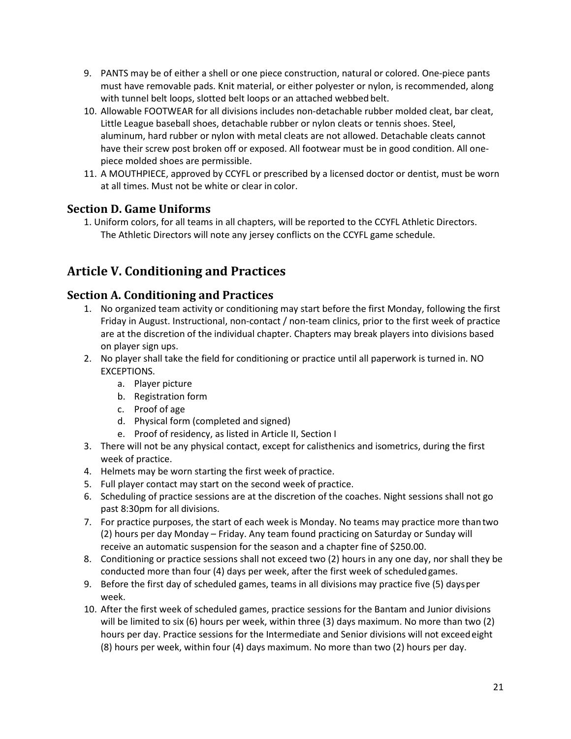9. PANTS may be of either a shell or one piece construction, natural or colored. One-piece pants must have removable pads. Knit material, or either polyester or nylon, is recommended, along with tunnel belt loops, slotted belt loops or an attached webbed belt.
10. Allowable FOOTWEAR for all divisions includes non-detachable rubber molded cleat, bar cleat, Little League baseball shoes, detachable rubber or nylon cleats or tennis shoes. Steel, aluminum, hard rubber or nylon with metal cleats are not allowed. Detachable cleats cannot have their screw post broken off or exposed. All footwear must be in good condition. All one-piece molded shoes are permissible.
11. A MOUTHPIECE, approved by CCYFL or prescribed by a licensed doctor or dentist, must be worn at all times. Must not be white or clear in color.

### Section D. Game Uniforms

1. Uniform colors, for all teams in all chapters, will be reported to the CCYFL Athletic Directors. The Athletic Directors will note any jersey conflicts on the CCYFL game schedule.

## Article V. Conditioning and Practices

### Section A. Conditioning and Practices

1. No organized team activity or conditioning may start before the first Monday, following the first Friday in August. Instructional, non-contact / non-team clinics, prior to the first week of practice are at the discretion of the individual chapter. Chapters may break players into divisions based on player sign ups.
2. No player shall take the field for conditioning or practice until all paperwork is turned in. NO EXCEPTIONS.
   a. Player picture
   b. Registration form
   c. Proof of age
   d. Physical form (completed and signed)
   e. Proof of residency, as listed in Article II, Section I
3. There will not be any physical contact, except for calisthenics and isometrics, during the first week of practice.
4. Helmets may be worn starting the first week of practice.
5. Full player contact may start on the second week of practice.
6. Scheduling of practice sessions are at the discretion of the coaches. Night sessions shall not go past 8:30pm for all divisions.
7. For practice purposes, the start of each week is Monday. No teams may practice more than two (2) hours per day Monday – Friday. Any team found practicing on Saturday or Sunday will receive an automatic suspension for the season and a chapter fine of $250.00.
8. Conditioning or practice sessions shall not exceed two (2) hours in any one day, nor shall they be conducted more than four (4) days per week, after the first week of scheduled games.
9. Before the first day of scheduled games, teams in all divisions may practice five (5) days per week.
10. After the first week of scheduled games, practice sessions for the Bantam and Junior divisions will be limited to six (6) hours per week, within three (3) days maximum. No more than two (2) hours per day. Practice sessions for the Intermediate and Senior divisions will not exceed eight (8) hours per week, within four (4) days maximum. No more than two (2) hours per day.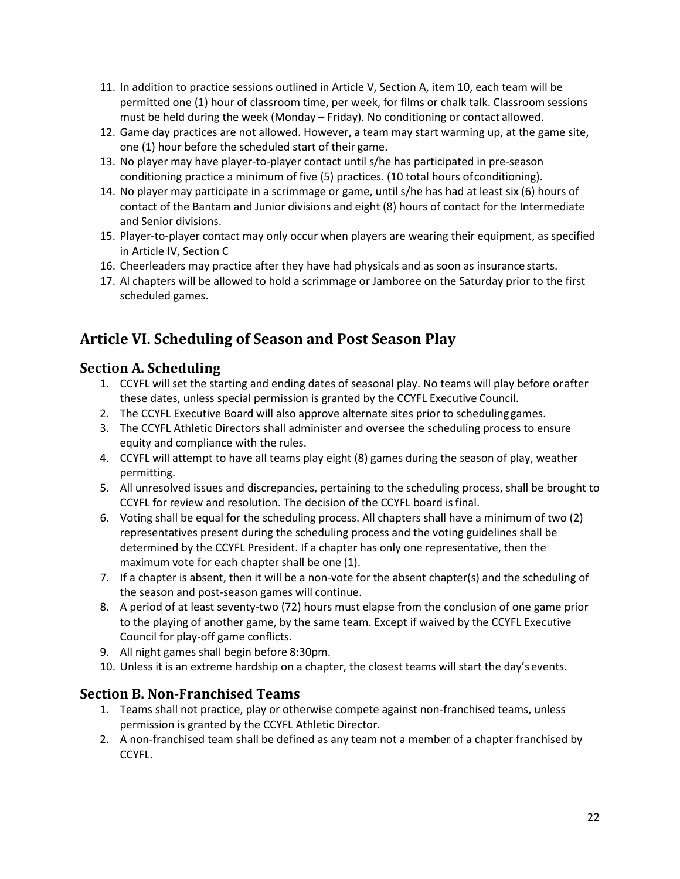11. In addition to practice sessions outlined in Article V, Section A, item 10, each team will be permitted one (1) hour of classroom time, per week, for films or chalk talk. Classroom sessions must be held during the week (Monday – Friday). No conditioning or contact allowed.
12. Game day practices are not allowed. However, a team may start warming up, at the game site, one (1) hour before the scheduled start of their game.
13. No player may have player-to-player contact until s/he has participated in pre-season conditioning practice a minimum of five (5) practices. (10 total hours of conditioning).
14. No player may participate in a scrimmage or game, until s/he has had at least six (6) hours of contact of the Bantam and Junior divisions and eight (8) hours of contact for the Intermediate and Senior divisions.
15. Player-to-player contact may only occur when players are wearing their equipment, as specified in Article IV, Section C
16. Cheerleaders may practice after they have had physicals and as soon as insurance starts.
17. Al chapters will be allowed to hold a scrimmage or Jamboree on the Saturday prior to the first scheduled games.

## Article VI. Scheduling of Season and Post Season Play

### Section A. Scheduling

1. CCYFL will set the starting and ending dates of seasonal play. No teams will play before or after these dates, unless special permission is granted by the CCYFL Executive Council.
2. The CCYFL Executive Board will also approve alternate sites prior to scheduling games.
3. The CCYFL Athletic Directors shall administer and oversee the scheduling process to ensure equity and compliance with the rules.
4. CCYFL will attempt to have all teams play eight (8) games during the season of play, weather permitting.
5. All unresolved issues and discrepancies, pertaining to the scheduling process, shall be brought to CCYFL for review and resolution. The decision of the CCYFL board is final.
6. Voting shall be equal for the scheduling process. All chapters shall have a minimum of two (2) representatives present during the scheduling process and the voting guidelines shall be determined by the CCYFL President. If a chapter has only one representative, then the maximum vote for each chapter shall be one (1).
7. If a chapter is absent, then it will be a non-vote for the absent chapter(s) and the scheduling of the season and post-season games will continue.
8. A period of at least seventy-two (72) hours must elapse from the conclusion of one game prior to the playing of another game, by the same team. Except if waived by the CCYFL Executive Council for play-off game conflicts.
9. All night games shall begin before 8:30pm.
10. Unless it is an extreme hardship on a chapter, the closest teams will start the day's events.

### Section B. Non-Franchised Teams

1. Teams shall not practice, play or otherwise compete against non-franchised teams, unless permission is granted by the CCYFL Athletic Director.
2. A non-franchised team shall be defined as any team not a member of a chapter franchised by CCYFL.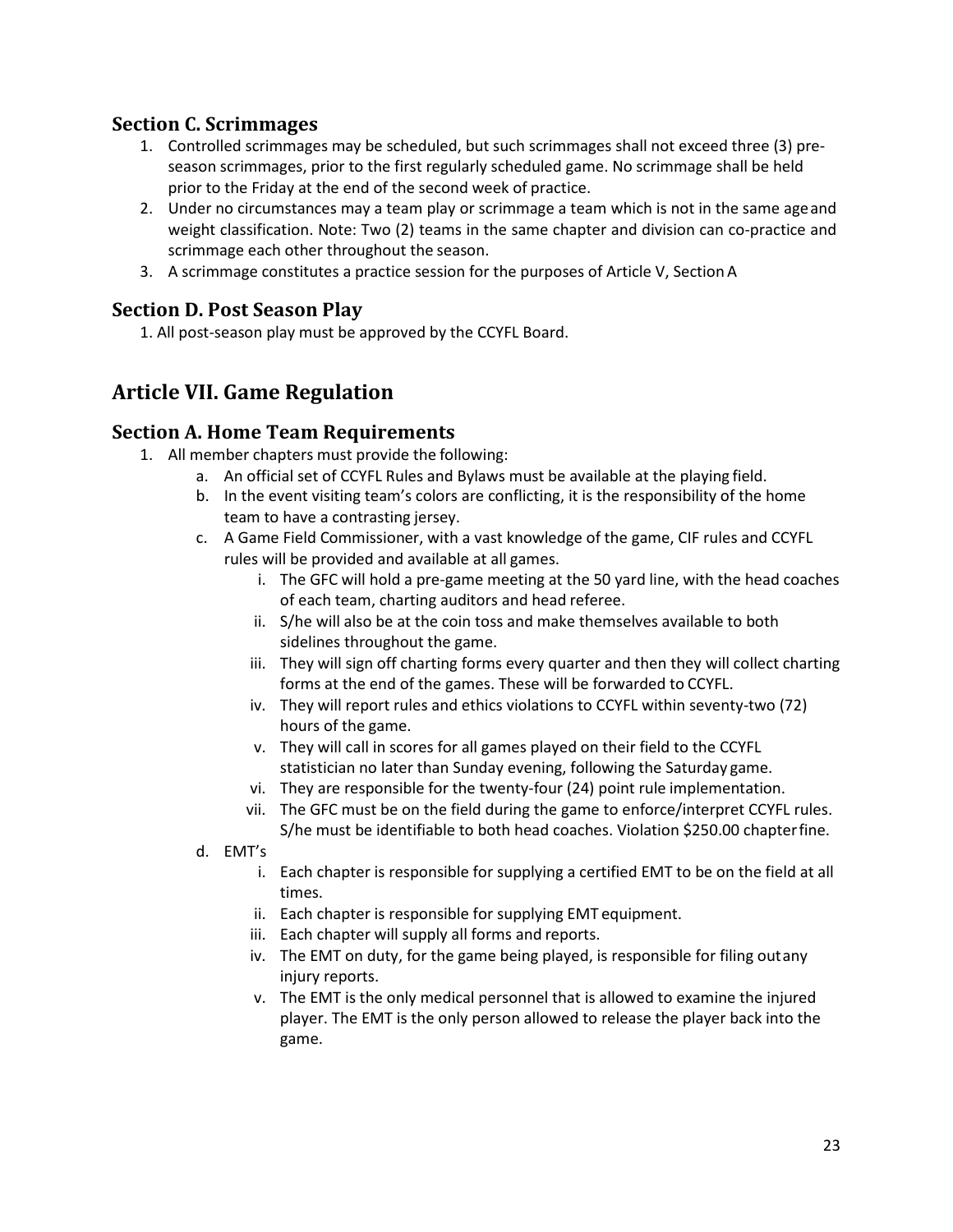### Section C. Scrimmages

1. Controlled scrimmages may be scheduled, but such scrimmages shall not exceed three (3) pre-season scrimmages, prior to the first regularly scheduled game. No scrimmage shall be held prior to the Friday at the end of the second week of practice.
2. Under no circumstances may a team play or scrimmage a team which is not in the same age and weight classification. Note: Two (2) teams in the same chapter and division can co-practice and scrimmage each other throughout the season.
3. A scrimmage constitutes a practice session for the purposes of Article V, Section A

### Section D. Post Season Play

1. All post-season play must be approved by the CCYFL Board.

## Article VII. Game Regulation

### Section A. Home Team Requirements

1. All member chapters must provide the following:
   a. An official set of CCYFL Rules and Bylaws must be available at the playing field.
   b. In the event visiting team's colors are conflicting, it is the responsibility of the home team to have a contrasting jersey.
   c. A Game Field Commissioner, with a vast knowledge of the game, CIF rules and CCYFL rules will be provided and available at all games.
      i. The GFC will hold a pre-game meeting at the 50 yard line, with the head coaches of each team, charting auditors and head referee.
      ii. S/he will also be at the coin toss and make themselves available to both sidelines throughout the game.
      iii. They will sign off charting forms every quarter and then they will collect charting forms at the end of the games. These will be forwarded to CCYFL.
      iv. They will report rules and ethics violations to CCYFL within seventy-two (72) hours of the game.
      v. They will call in scores for all games played on their field to the CCYFL statistician no later than Sunday evening, following the Saturday game.
      vi. They are responsible for the twenty-four (24) point rule implementation.
      vii. The GFC must be on the field during the game to enforce/interpret CCYFL rules. S/he must be identifiable to both head coaches. Violation $250.00 chapter fine.
   d. EMT's
      i. Each chapter is responsible for supplying a certified EMT to be on the field at all times.
      ii. Each chapter is responsible for supplying EMT equipment.
      iii. Each chapter will supply all forms and reports.
      iv. The EMT on duty, for the game being played, is responsible for filing out any injury reports.
      v. The EMT is the only medical personnel that is allowed to examine the injured player. The EMT is the only person allowed to release the player back into the game.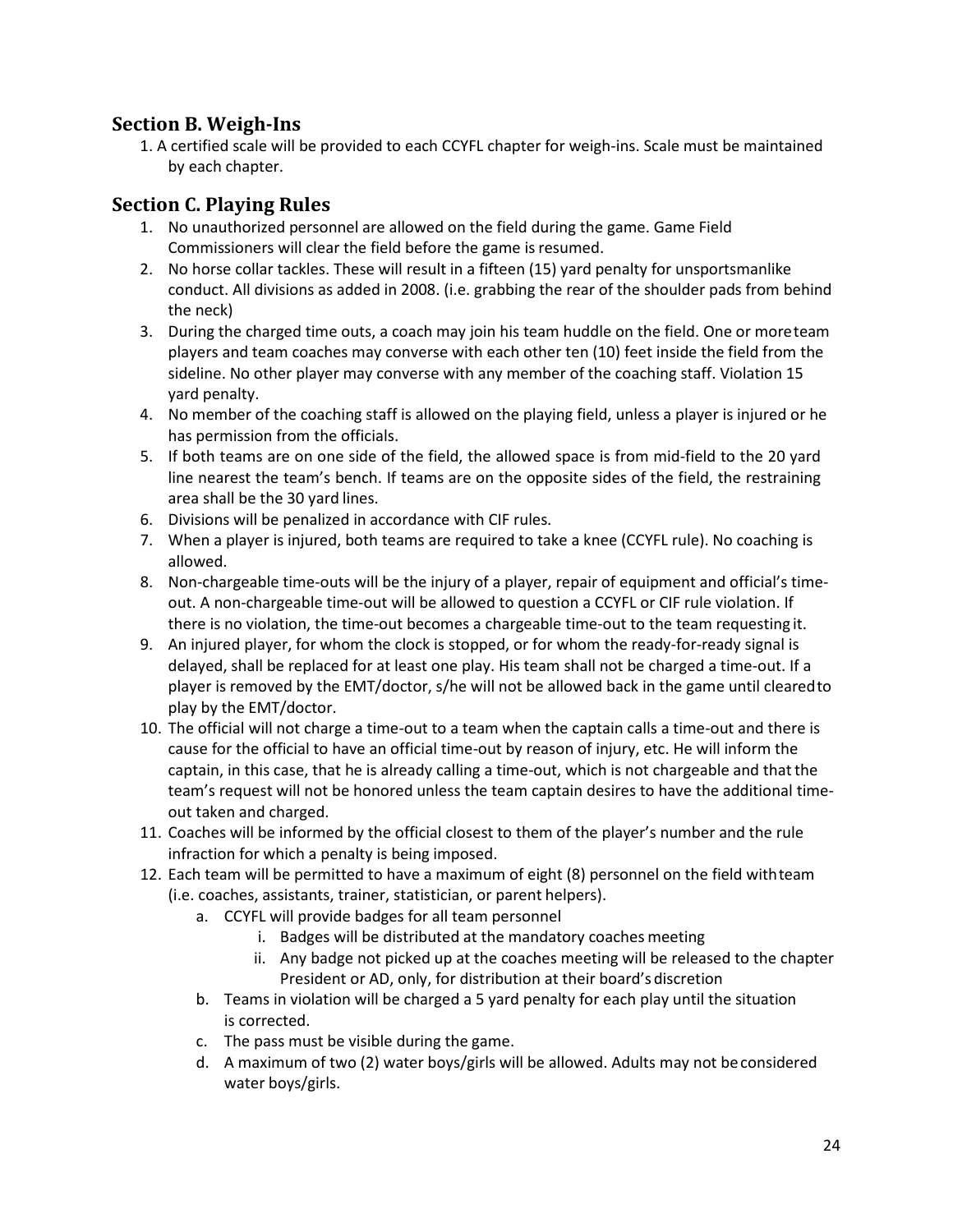## Section B. Weigh-Ins

1. A certified scale will be provided to each CCYFL chapter for weigh-ins. Scale must be maintained by each chapter.

## Section C. Playing Rules

1. No unauthorized personnel are allowed on the field during the game. Game Field Commissioners will clear the field before the game is resumed.
2. No horse collar tackles. These will result in a fifteen (15) yard penalty for unsportsmanlike conduct. All divisions as added in 2008. (i.e. grabbing the rear of the shoulder pads from behind the neck)
3. During the charged time outs, a coach may join his team huddle on the field. One or more team players and team coaches may converse with each other ten (10) feet inside the field from the sideline. No other player may converse with any member of the coaching staff. Violation 15 yard penalty.
4. No member of the coaching staff is allowed on the playing field, unless a player is injured or he has permission from the officials.
5. If both teams are on one side of the field, the allowed space is from mid-field to the 20 yard line nearest the team's bench. If teams are on the opposite sides of the field, the restraining area shall be the 30 yard lines.
6. Divisions will be penalized in accordance with CIF rules.
7. When a player is injured, both teams are required to take a knee (CCYFL rule). No coaching is allowed.
8. Non-chargeable time-outs will be the injury of a player, repair of equipment and official's time-out. A non-chargeable time-out will be allowed to question a CCYFL or CIF rule violation. If there is no violation, the time-out becomes a chargeable time-out to the team requesting it.
9. An injured player, for whom the clock is stopped, or for whom the ready-for-ready signal is delayed, shall be replaced for at least one play. His team shall not be charged a time-out. If a player is removed by the EMT/doctor, s/he will not be allowed back in the game until cleared to play by the EMT/doctor.
10. The official will not charge a time-out to a team when the captain calls a time-out and there is cause for the official to have an official time-out by reason of injury, etc. He will inform the captain, in this case, that he is already calling a time-out, which is not chargeable and that the team's request will not be honored unless the team captain desires to have the additional time-out taken and charged.
11. Coaches will be informed by the official closest to them of the player's number and the rule infraction for which a penalty is being imposed.
12. Each team will be permitted to have a maximum of eight (8) personnel on the field with team (i.e. coaches, assistants, trainer, statistician, or parent helpers).
    a. CCYFL will provide badges for all team personnel
        i. Badges will be distributed at the mandatory coaches meeting
        ii. Any badge not picked up at the coaches meeting will be released to the chapter President or AD, only, for distribution at their board's discretion
    b. Teams in violation will be charged a 5 yard penalty for each play until the situation is corrected.
    c. The pass must be visible during the game.
    d. A maximum of two (2) water boys/girls will be allowed. Adults may not be considered water boys/girls.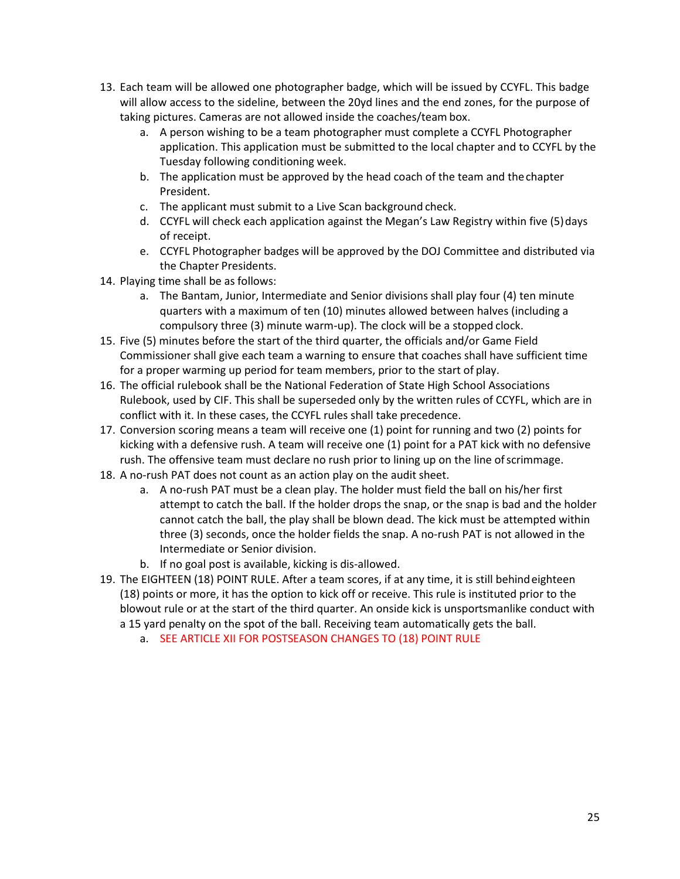13. Each team will be allowed one photographer badge, which will be issued by CCYFL. This badge will allow access to the sideline, between the 20yd lines and the end zones, for the purpose of taking pictures. Cameras are not allowed inside the coaches/team box.
    a. A person wishing to be a team photographer must complete a CCYFL Photographer application. This application must be submitted to the local chapter and to CCYFL by the Tuesday following conditioning week.
    b. The application must be approved by the head coach of the team and the chapter President.
    c. The applicant must submit to a Live Scan background check.
    d. CCYFL will check each application against the Megan's Law Registry within five (5) days of receipt.
    e. CCYFL Photographer badges will be approved by the DOJ Committee and distributed via the Chapter Presidents.
14. Playing time shall be as follows:
    a. The Bantam, Junior, Intermediate and Senior divisions shall play four (4) ten minute quarters with a maximum of ten (10) minutes allowed between halves (including a compulsory three (3) minute warm-up). The clock will be a stopped clock.
15. Five (5) minutes before the start of the third quarter, the officials and/or Game Field Commissioner shall give each team a warning to ensure that coaches shall have sufficient time for a proper warming up period for team members, prior to the start of play.
16. The official rulebook shall be the National Federation of State High School Associations Rulebook, used by CIF. This shall be superseded only by the written rules of CCYFL, which are in conflict with it. In these cases, the CCYFL rules shall take precedence.
17. Conversion scoring means a team will receive one (1) point for running and two (2) points for kicking with a defensive rush. A team will receive one (1) point for a PAT kick with no defensive rush. The offensive team must declare no rush prior to lining up on the line of scrimmage.
18. A no-rush PAT does not count as an action play on the audit sheet.
    a. A no-rush PAT must be a clean play. The holder must field the ball on his/her first attempt to catch the ball. If the holder drops the snap, or the snap is bad and the holder cannot catch the ball, the play shall be blown dead. The kick must be attempted within three (3) seconds, once the holder fields the snap. A no-rush PAT is not allowed in the Intermediate or Senior division.
    b. If no goal post is available, kicking is dis-allowed.
19. The EIGHTEEN (18) POINT RULE. After a team scores, if at any time, it is still behind eighteen (18) points or more, it has the option to kick off or receive. This rule is instituted prior to the blowout rule or at the start of the third quarter. An onside kick is unsportsmanlike conduct with a 15 yard penalty on the spot of the ball. Receiving team automatically gets the ball.
    a. SEE ARTICLE XII FOR POSTSEASON CHANGES TO (18) POINT RULE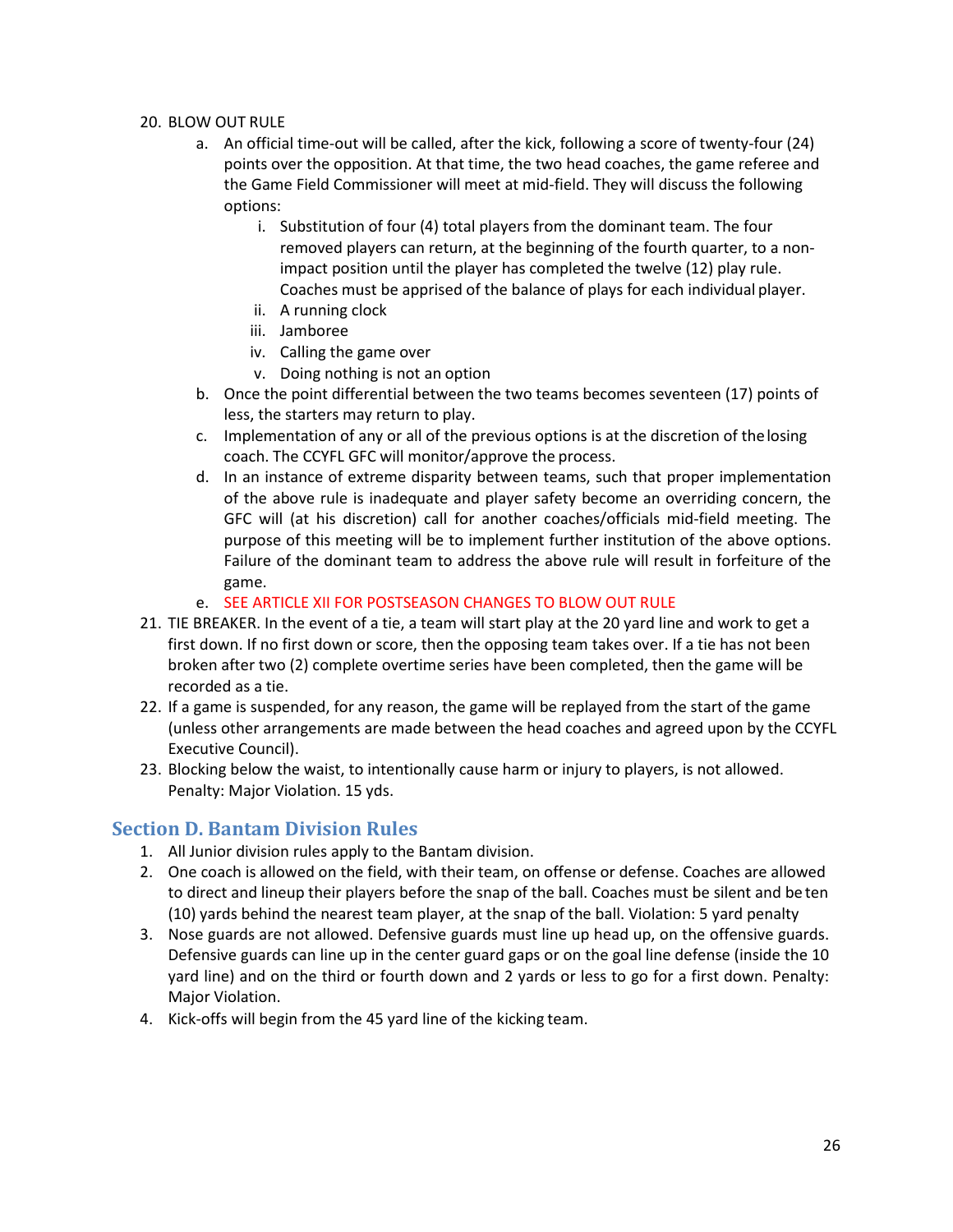20. BLOW OUT RULE
    a. An official time-out will be called, after the kick, following a score of twenty-four (24) points over the opposition. At that time, the two head coaches, the game referee and the Game Field Commissioner will meet at mid-field. They will discuss the following options:
        i. Substitution of four (4) total players from the dominant team. The four removed players can return, at the beginning of the fourth quarter, to a non-impact position until the player has completed the twelve (12) play rule. Coaches must be apprised of the balance of plays for each individual player.
        ii. A running clock
        iii. Jamboree
        iv. Calling the game over
        v. Doing nothing is not an option
    b. Once the point differential between the two teams becomes seventeen (17) points of less, the starters may return to play.
    c. Implementation of any or all of the previous options is at the discretion of the losing coach. The CCYFL GFC will monitor/approve the process.
    d. In an instance of extreme disparity between teams, such that proper implementation of the above rule is inadequate and player safety become an overriding concern, the GFC will (at his discretion) call for another coaches/officials mid-field meeting. The purpose of this meeting will be to implement further institution of the above options. Failure of the dominant team to address the above rule will result in forfeiture of the game.
    e. SEE ARTICLE XII FOR POSTSEASON CHANGES TO BLOW OUT RULE
21. TIE BREAKER. In the event of a tie, a team will start play at the 20 yard line and work to get a first down. If no first down or score, then the opposing team takes over. If a tie has not been broken after two (2) complete overtime series have been completed, then the game will be recorded as a tie.
22. If a game is suspended, for any reason, the game will be replayed from the start of the game (unless other arrangements are made between the head coaches and agreed upon by the CCYFL Executive Council).
23. Blocking below the waist, to intentionally cause harm or injury to players, is not allowed. Penalty: Major Violation. 15 yds.

## Section D. Bantam Division Rules

1. All Junior division rules apply to the Bantam division.
2. One coach is allowed on the field, with their team, on offense or defense. Coaches are allowed to direct and lineup their players before the snap of the ball. Coaches must be silent and be ten (10) yards behind the nearest team player, at the snap of the ball. Violation: 5 yard penalty
3. Nose guards are not allowed. Defensive guards must line up head up, on the offensive guards. Defensive guards can line up in the center guard gaps or on the goal line defense (inside the 10 yard line) and on the third or fourth down and 2 yards or less to go for a first down. Penalty: Major Violation.
4. Kick-offs will begin from the 45 yard line of the kicking team.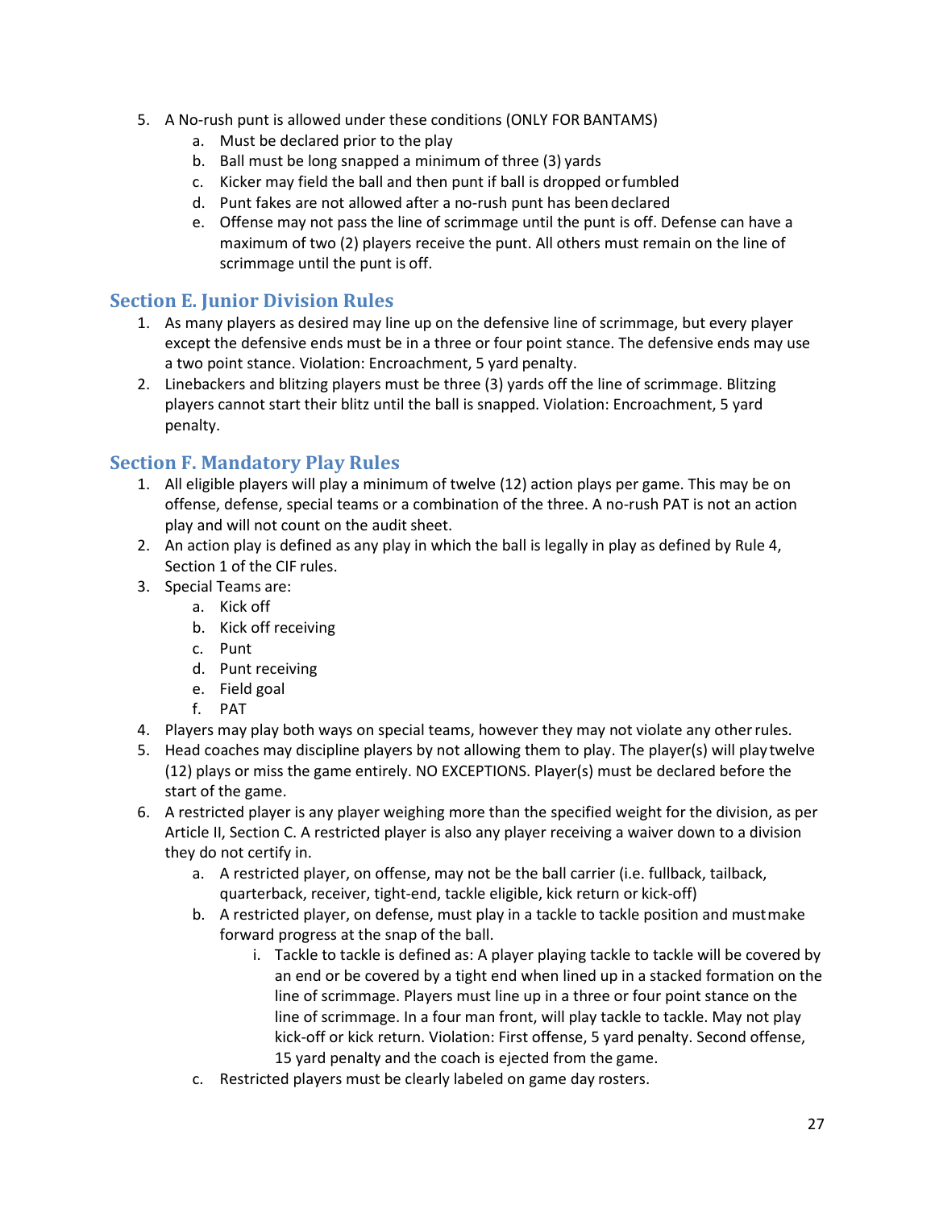5. A No-rush punt is allowed under these conditions (ONLY FOR BANTAMS)
    a. Must be declared prior to the play
    b. Ball must be long snapped a minimum of three (3) yards
    c. Kicker may field the ball and then punt if ball is dropped or fumbled
    d. Punt fakes are not allowed after a no-rush punt has been declared
    e. Offense may not pass the line of scrimmage until the punt is off. Defense can have a maximum of two (2) players receive the punt. All others must remain on the line of scrimmage until the punt is off.

## Section E. Junior Division Rules

1. As many players as desired may line up on the defensive line of scrimmage, but every player except the defensive ends must be in a three or four point stance. The defensive ends may use a two point stance. Violation: Encroachment, 5 yard penalty.
2. Linebackers and blitzing players must be three (3) yards off the line of scrimmage. Blitzing players cannot start their blitz until the ball is snapped. Violation: Encroachment, 5 yard penalty.

## Section F. Mandatory Play Rules

1. All eligible players will play a minimum of twelve (12) action plays per game. This may be on offense, defense, special teams or a combination of the three. A no-rush PAT is not an action play and will not count on the audit sheet.
2. An action play is defined as any play in which the ball is legally in play as defined by Rule 4, Section 1 of the CIF rules.
3. Special Teams are:
    a. Kick off
    b. Kick off receiving
    c. Punt
    d. Punt receiving
    e. Field goal
    f. PAT
4. Players may play both ways on special teams, however they may not violate any other rules.
5. Head coaches may discipline players by not allowing them to play. The player(s) will play twelve (12) plays or miss the game entirely. NO EXCEPTIONS. Player(s) must be declared before the start of the game.
6. A restricted player is any player weighing more than the specified weight for the division, as per Article II, Section C. A restricted player is also any player receiving a waiver down to a division they do not certify in.
    a. A restricted player, on offense, may not be the ball carrier (i.e. fullback, tailback, quarterback, receiver, tight-end, tackle eligible, kick return or kick-off)
    b. A restricted player, on defense, must play in a tackle to tackle position and must make forward progress at the snap of the ball.
        i. Tackle to tackle is defined as: A player playing tackle to tackle will be covered by an end or be covered by a tight end when lined up in a stacked formation on the line of scrimmage. Players must line up in a three or four point stance on the line of scrimmage. In a four man front, will play tackle to tackle. May not play kick-off or kick return. Violation: First offense, 5 yard penalty. Second offense, 15 yard penalty and the coach is ejected from the game.
    c. Restricted players must be clearly labeled on game day rosters.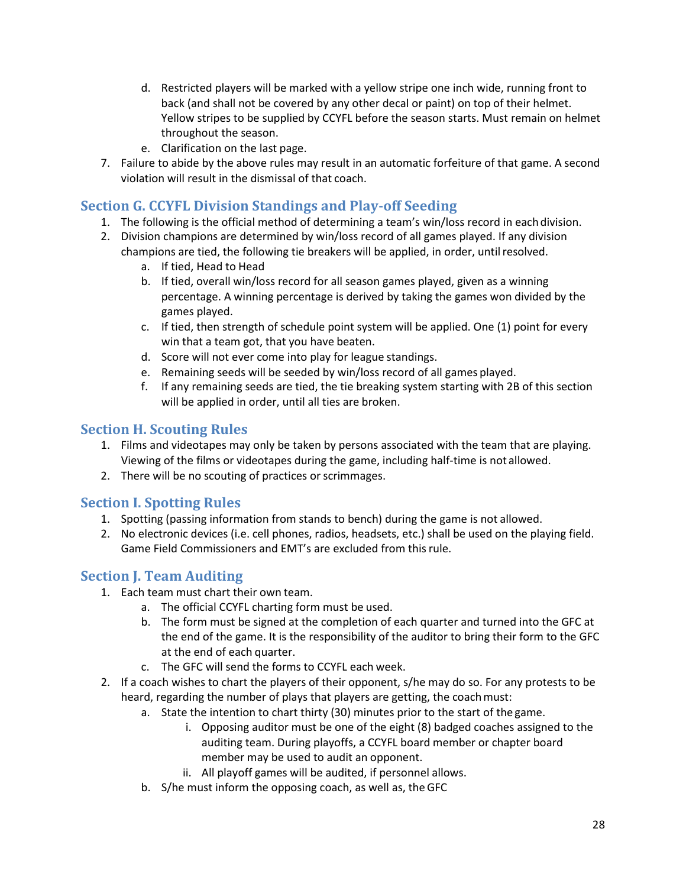d. Restricted players will be marked with a yellow stripe one inch wide, running front to back (and shall not be covered by any other decal or paint) on top of their helmet. Yellow stripes to be supplied by CCYFL before the season starts. Must remain on helmet throughout the season.

e. Clarification on the last page.

7. Failure to abide by the above rules may result in an automatic forfeiture of that game. A second violation will result in the dismissal of that coach.

## Section G. CCYFL Division Standings and Play-off Seeding

1. The following is the official method of determining a team's win/loss record in each division.
2. Division champions are determined by win/loss record of all games played. If any division champions are tied, the following tie breakers will be applied, in order, until resolved.
    a. If tied, Head to Head
    b. If tied, overall win/loss record for all season games played, given as a winning percentage. A winning percentage is derived by taking the games won divided by the games played.
    c. If tied, then strength of schedule point system will be applied. One (1) point for every win that a team got, that you have beaten.
    d. Score will not ever come into play for league standings.
    e. Remaining seeds will be seeded by win/loss record of all games played.
    f. If any remaining seeds are tied, the tie breaking system starting with 2B of this section will be applied in order, until all ties are broken.

## Section H. Scouting Rules

1. Films and videotapes may only be taken by persons associated with the team that are playing. Viewing of the films or videotapes during the game, including half-time is not allowed.
2. There will be no scouting of practices or scrimmages.

## Section I. Spotting Rules

1. Spotting (passing information from stands to bench) during the game is not allowed.
2. No electronic devices (i.e. cell phones, radios, headsets, etc.) shall be used on the playing field. Game Field Commissioners and EMT's are excluded from this rule.

## Section J. Team Auditing

1. Each team must chart their own team.
    a. The official CCYFL charting form must be used.
    b. The form must be signed at the completion of each quarter and turned into the GFC at the end of the game. It is the responsibility of the auditor to bring their form to the GFC at the end of each quarter.
    c. The GFC will send the forms to CCYFL each week.
2. If a coach wishes to chart the players of their opponent, s/he may do so. For any protests to be heard, regarding the number of plays that players are getting, the coach must:
    a. State the intention to chart thirty (30) minutes prior to the start of the game.
        i. Opposing auditor must be one of the eight (8) badged coaches assigned to the auditing team. During playoffs, a CCYFL board member or chapter board member may be used to audit an opponent.
        ii. All playoff games will be audited, if personnel allows.
    b. S/he must inform the opposing coach, as well as, the GFC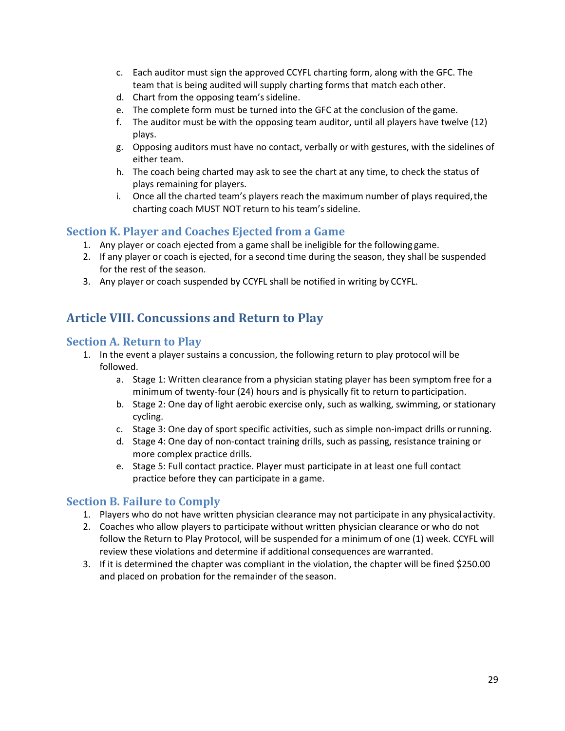c. Each auditor must sign the approved CCYFL charting form, along with the GFC. The team that is being audited will supply charting forms that match each other.
d. Chart from the opposing team's sideline.
e. The complete form must be turned into the GFC at the conclusion of the game.
f. The auditor must be with the opposing team auditor, until all players have twelve (12) plays.
g. Opposing auditors must have no contact, verbally or with gestures, with the sidelines of either team.
h. The coach being charted may ask to see the chart at any time, to check the status of plays remaining for players.
i. Once all the charted team's players reach the maximum number of plays required, the charting coach MUST NOT return to his team's sideline.

### Section K. Player and Coaches Ejected from a Game

1. Any player or coach ejected from a game shall be ineligible for the following game.
2. If any player or coach is ejected, for a second time during the season, they shall be suspended for the rest of the season.
3. Any player or coach suspended by CCYFL shall be notified in writing by CCYFL.

## Article VIII. Concussions and Return to Play

### Section A. Return to Play

1. In the event a player sustains a concussion, the following return to play protocol will be followed.
    a. Stage 1: Written clearance from a physician stating player has been symptom free for a minimum of twenty-four (24) hours and is physically fit to return to participation.
    b. Stage 2: One day of light aerobic exercise only, such as walking, swimming, or stationary cycling.
    c. Stage 3: One day of sport specific activities, such as simple non-impact drills or running.
    d. Stage 4: One day of non-contact training drills, such as passing, resistance training or more complex practice drills.
    e. Stage 5: Full contact practice. Player must participate in at least one full contact practice before they can participate in a game.

### Section B. Failure to Comply

1. Players who do not have written physician clearance may not participate in any physical activity.
2. Coaches who allow players to participate without written physician clearance or who do not follow the Return to Play Protocol, will be suspended for a minimum of one (1) week. CCYFL will review these violations and determine if additional consequences are warranted.
3. If it is determined the chapter was compliant in the violation, the chapter will be fined $250.00 and placed on probation for the remainder of the season.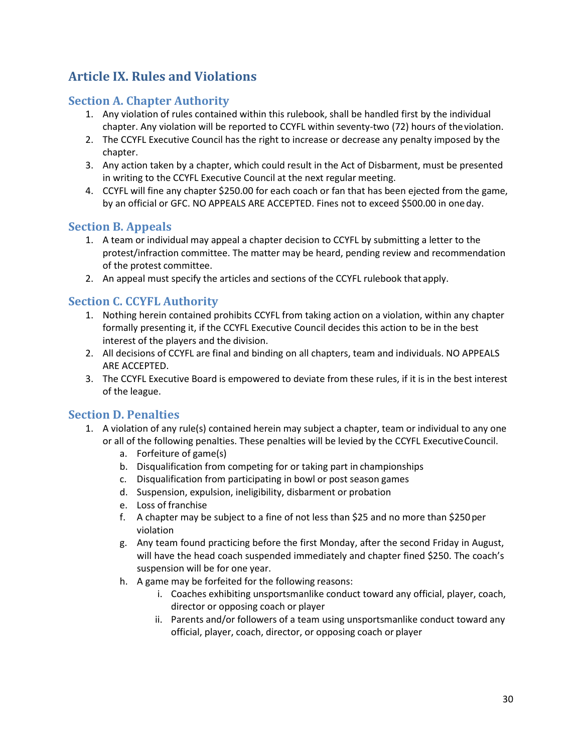## Article IX. Rules and Violations

### Section A. Chapter Authority

1. Any violation of rules contained within this rulebook, shall be handled first by the individual chapter. Any violation will be reported to CCYFL within seventy-two (72) hours of the violation.
2. The CCYFL Executive Council has the right to increase or decrease any penalty imposed by the chapter.
3. Any action taken by a chapter, which could result in the Act of Disbarment, must be presented in writing to the CCYFL Executive Council at the next regular meeting.
4. CCYFL will fine any chapter $250.00 for each coach or fan that has been ejected from the game, by an official or GFC. NO APPEALS ARE ACCEPTED. Fines not to exceed $500.00 in one day.

### Section B. Appeals

1. A team or individual may appeal a chapter decision to CCYFL by submitting a letter to the protest/infraction committee. The matter may be heard, pending review and recommendation of the protest committee.
2. An appeal must specify the articles and sections of the CCYFL rulebook that apply.

### Section C. CCYFL Authority

1. Nothing herein contained prohibits CCYFL from taking action on a violation, within any chapter formally presenting it, if the CCYFL Executive Council decides this action to be in the best interest of the players and the division.
2. All decisions of CCYFL are final and binding on all chapters, team and individuals. NO APPEALS ARE ACCEPTED.
3. The CCYFL Executive Board is empowered to deviate from these rules, if it is in the best interest of the league.

### Section D. Penalties

1. A violation of any rule(s) contained herein may subject a chapter, team or individual to any one or all of the following penalties. These penalties will be levied by the CCYFL Executive Council.
   a. Forfeiture of game(s)
   b. Disqualification from competing for or taking part in championships
   c. Disqualification from participating in bowl or post season games
   d. Suspension, expulsion, ineligibility, disbarment or probation
   e. Loss of franchise
   f. A chapter may be subject to a fine of not less than $25 and no more than $250 per violation
   g. Any team found practicing before the first Monday, after the second Friday in August, will have the head coach suspended immediately and chapter fined $250. The coach's suspension will be for one year.
   h. A game may be forfeited for the following reasons:
      i. Coaches exhibiting unsportsmanlike conduct toward any official, player, coach, director or opposing coach or player
      ii. Parents and/or followers of a team using unsportsmanlike conduct toward any official, player, coach, director, or opposing coach or player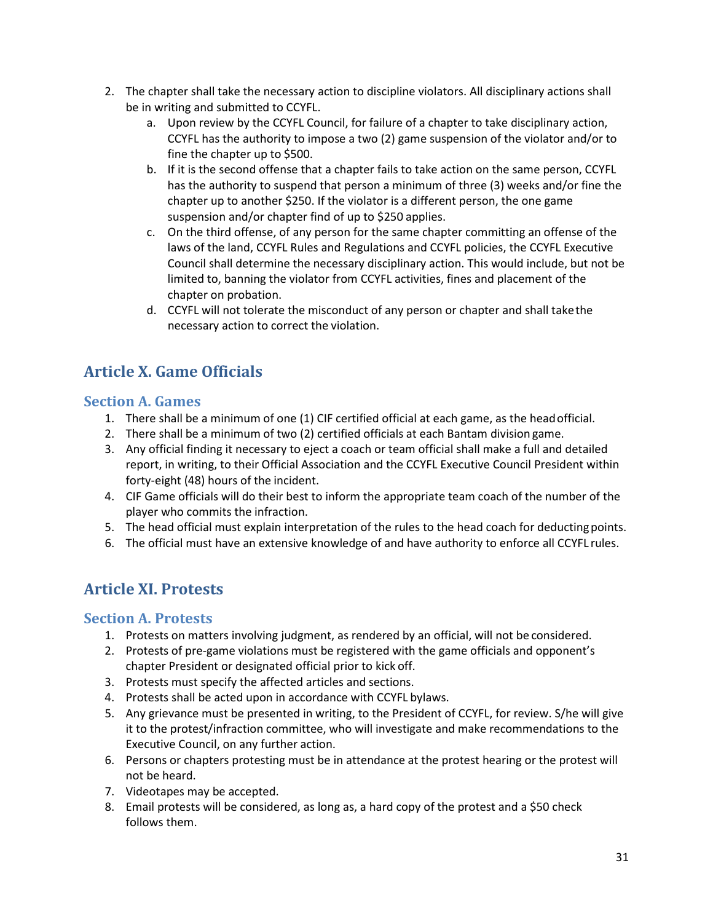2. The chapter shall take the necessary action to discipline violators. All disciplinary actions shall be in writing and submitted to CCYFL.
    a. Upon review by the CCYFL Council, for failure of a chapter to take disciplinary action, CCYFL has the authority to impose a two (2) game suspension of the violator and/or to fine the chapter up to $500.
    b. If it is the second offense that a chapter fails to take action on the same person, CCYFL has the authority to suspend that person a minimum of three (3) weeks and/or fine the chapter up to another $250. If the violator is a different person, the one game suspension and/or chapter find of up to $250 applies.
    c. On the third offense, of any person for the same chapter committing an offense of the laws of the land, CCYFL Rules and Regulations and CCYFL policies, the CCYFL Executive Council shall determine the necessary disciplinary action. This would include, but not be limited to, banning the violator from CCYFL activities, fines and placement of the chapter on probation.
    d. CCYFL will not tolerate the misconduct of any person or chapter and shall take the necessary action to correct the violation.

# Article X. Game Officials

## Section A. Games

1. There shall be a minimum of one (1) CIF certified official at each game, as the head official.
2. There shall be a minimum of two (2) certified officials at each Bantam division game.
3. Any official finding it necessary to eject a coach or team official shall make a full and detailed report, in writing, to their Official Association and the CCYFL Executive Council President within forty-eight (48) hours of the incident.
4. CIF Game officials will do their best to inform the appropriate team coach of the number of the player who commits the infraction.
5. The head official must explain interpretation of the rules to the head coach for deducting points.
6. The official must have an extensive knowledge of and have authority to enforce all CCYFL rules.

# Article XI. Protests

## Section A. Protests

1. Protests on matters involving judgment, as rendered by an official, will not be considered.
2. Protests of pre-game violations must be registered with the game officials and opponent's chapter President or designated official prior to kick off.
3. Protests must specify the affected articles and sections.
4. Protests shall be acted upon in accordance with CCYFL bylaws.
5. Any grievance must be presented in writing, to the President of CCYFL, for review. S/he will give it to the protest/infraction committee, who will investigate and make recommendations to the Executive Council, on any further action.
6. Persons or chapters protesting must be in attendance at the protest hearing or the protest will not be heard.
7. Videotapes may be accepted.
8. Email protests will be considered, as long as, a hard copy of the protest and a $50 check follows them.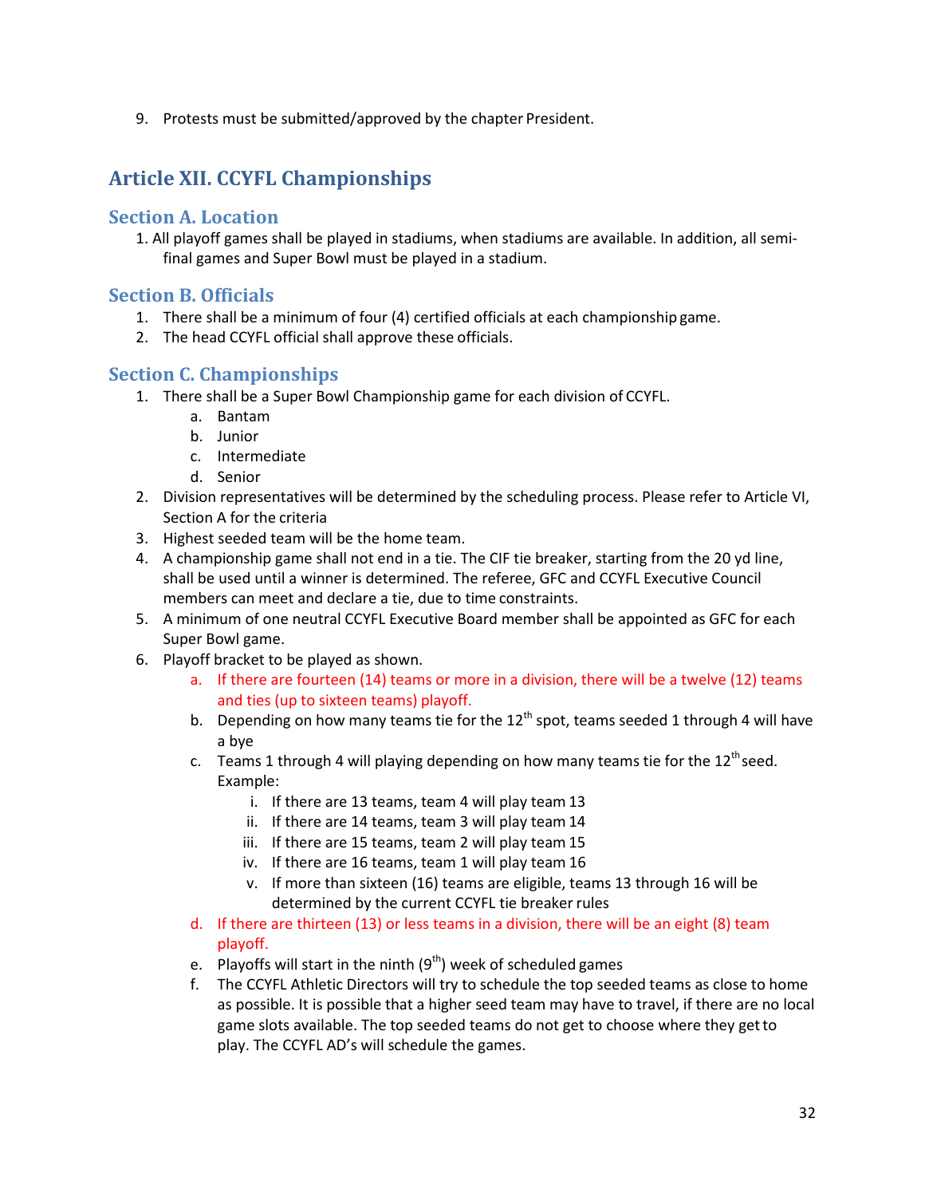9. Protests must be submitted/approved by the chapter President.

# Article XII. CCYFL Championships

## Section A. Location

1. All playoff games shall be played in stadiums, when stadiums are available. In addition, all semi-final games and Super Bowl must be played in a stadium.

## Section B. Officials

1. There shall be a minimum of four (4) certified officials at each championship game.
2. The head CCYFL official shall approve these officials.

## Section C. Championships

1. There shall be a Super Bowl Championship game for each division of CCYFL.
    a. Bantam
    b. Junior
    c. Intermediate
    d. Senior
2. Division representatives will be determined by the scheduling process. Please refer to Article VI, Section A for the criteria
3. Highest seeded team will be the home team.
4. A championship game shall not end in a tie. The CIF tie breaker, starting from the 20 yd line, shall be used until a winner is determined. The referee, GFC and CCYFL Executive Council members can meet and declare a tie, due to time constraints.
5. A minimum of one neutral CCYFL Executive Board member shall be appointed as GFC for each Super Bowl game.
6. Playoff bracket to be played as shown.
    a. If there are fourteen (14) teams or more in a division, there will be a twelve (12) teams and ties (up to sixteen teams) playoff.
    b. Depending on how many teams tie for the 12th spot, teams seeded 1 through 4 will have a bye
    c. Teams 1 through 4 will playing depending on how many teams tie for the 12th seed. Example:
        i. If there are 13 teams, team 4 will play team 13
        ii. If there are 14 teams, team 3 will play team 14
        iii. If there are 15 teams, team 2 will play team 15
        iv. If there are 16 teams, team 1 will play team 16
        v. If more than sixteen (16) teams are eligible, teams 13 through 16 will be determined by the current CCYFL tie breaker rules
    d. If there are thirteen (13) or less teams in a division, there will be an eight (8) team playoff.
    e. Playoffs will start in the ninth (9th) week of scheduled games
    f. The CCYFL Athletic Directors will try to schedule the top seeded teams as close to home as possible. It is possible that a higher seed team may have to travel, if there are no local game slots available. The top seeded teams do not get to choose where they get to play. The CCYFL AD's will schedule the games.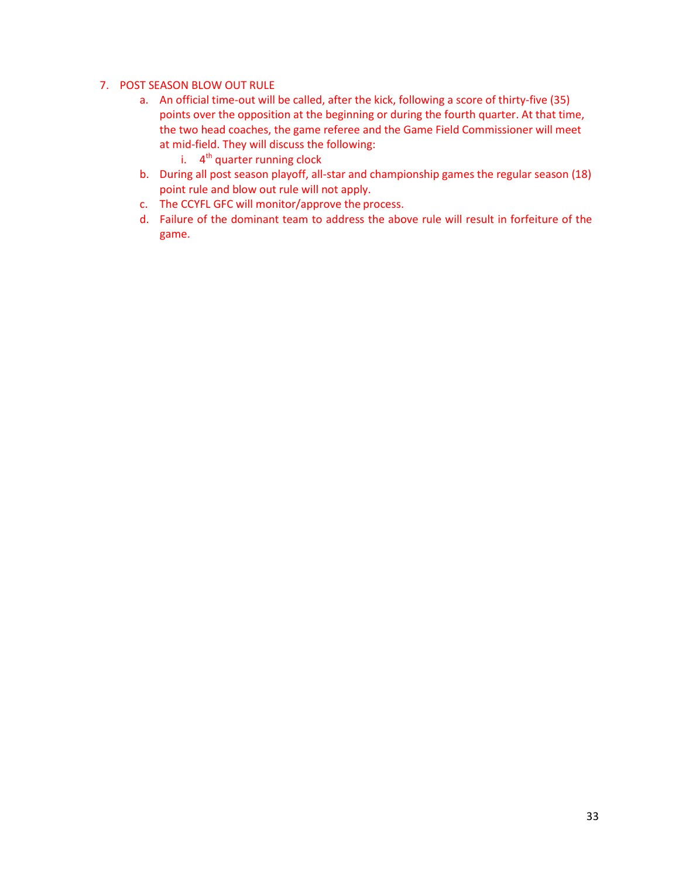7. POST SEASON BLOW OUT RULE
   a. An official time-out will be called, after the kick, following a score of thirty-five (35) points over the opposition at the beginning or during the fourth quarter. At that time, the two head coaches, the game referee and the Game Field Commissioner will meet at mid-field. They will discuss the following:
      i. 4th quarter running clock
   b. During all post season playoff, all-star and championship games the regular season (18) point rule and blow out rule will not apply.
   c. The CCYFL GFC will monitor/approve the process.
   d. Failure of the dominant team to address the above rule will result in forfeiture of the game.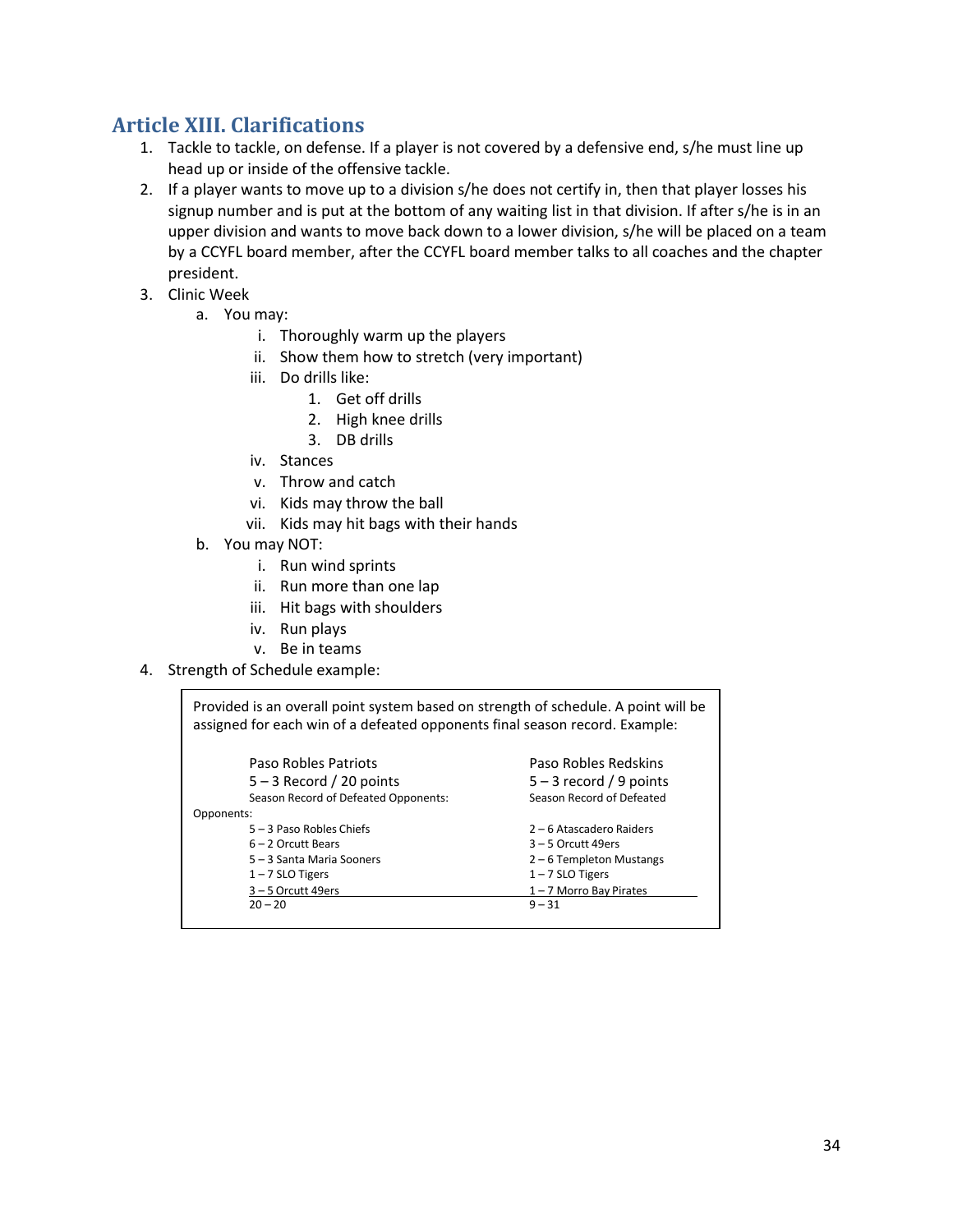## Article XIII. Clarifications

1. Tackle to tackle, on defense. If a player is not covered by a defensive end, s/he must line up head up or inside of the offensive tackle.
2. If a player wants to move up to a division s/he does not certify in, then that player losses his signup number and is put at the bottom of any waiting list in that division. If after s/he is in an upper division and wants to move back down to a lower division, s/he will be placed on a team by a CCYFL board member, after the CCYFL board member talks to all coaches and the chapter president.
3. Clinic Week
   a. You may:
      i. Thoroughly warm up the players
      ii. Show them how to stretch (very important)
      iii. Do drills like:
         1. Get off drills
         2. High knee drills
         3. DB drills
      iv. Stances
      v. Throw and catch
      vi. Kids may throw the ball
      vii. Kids may hit bags with their hands
   b. You may NOT:
      i. Run wind sprints
      ii. Run more than one lap
      iii. Hit bags with shoulders
      iv. Run plays
      v. Be in teams
4. Strength of Schedule example:

Provided is an overall point system based on strength of schedule. A point will be assigned for each win of a defeated opponents final season record. Example:

| Paso Robles Patriots | Paso Robles Redskins |
|---|---|
| 5 – 3 Record / 20 points | 5 – 3 record / 9 points |
| Season Record of Defeated Opponents: | Season Record of Defeated Opponents: |
| 5 – 3 Paso Robles Chiefs | 2 – 6 Atascadero Raiders |
| 6 – 2 Orcutt Bears | 3 – 5 Orcutt 49ers |
| 5 – 3 Santa Maria Sooners | 2 – 6 Templeton Mustangs |
| 1 – 7 SLO Tigers | 1 – 7 SLO Tigers |
| 3 – 5 Orcutt 49ers | 1 – 7 Morro Bay Pirates |
| 20 – 20 | 9 – 31 |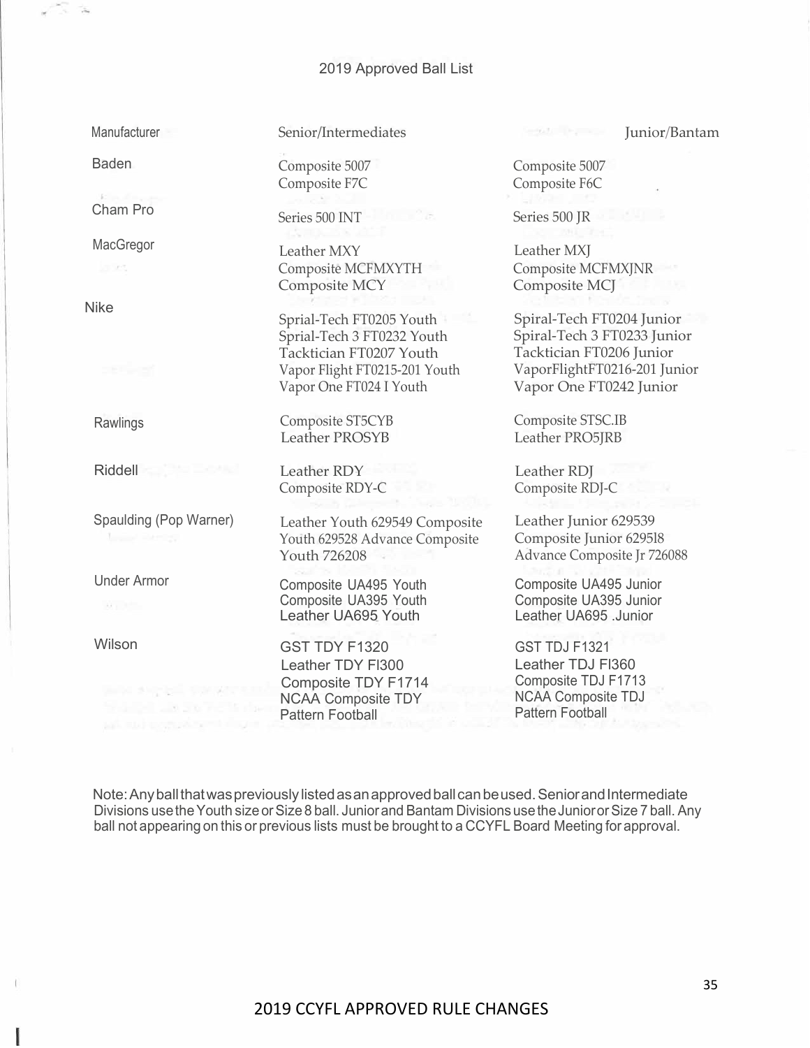# 2019 Approved Ball List

| Manufacturer | Senior/Intermediates | Junior/Bantam |
| --- | --- | --- |
| Baden | Composite 5007<br>Composite F7C | Composite 5007<br>Composite F6C |
| Cham Pro | Series 500 INT | Series 500 JR |
| MacGregor | Leather MXY<br>Composite MCFMXYTH<br>Composite MCY | Leather MXJ<br>Composite MCFMXJNR<br>Composite MCJ |
| Nike | Sprial-Tech FT0205 Youth<br>Sprial-Tech 3 FT0232 Youth<br>Tacktician FT0207 Youth<br>Vapor Flight FT0215-201 Youth<br>Vapor One FT024 I Youth | Spiral-Tech FT0204 Junior<br>Spiral-Tech 3 FT0233 Junior<br>Tackticián FT0206 Junior<br>VaporFlightFT0216-201 Junior<br>Vapor One FT0242 Junior |
| Rawlings | Composite ST5CYB<br>Leather PROSYB | Composite STSC.IB<br>Leather PRO5JRB |
| Riddell | Leather RDY<br>Composite RDY-C | Leather RDJ<br>Composite RDJ-C |
| Spaulding (Pop Warner) | Leather Youth 629549 Composite Youth 629528 Advance Composite Youth 726208 | Leather Junior 629539<br>Composite Junior 629518<br>Advance Composite Jr 726088 |
| Under Armor | Composite UA495 Youth<br>Composite UA395 Youth<br>Leather UA695 Youth | Composite UA495 Junior<br>Composite UA395 Junior<br>Leather UA695 .Junior |
| Wilson | GST TDY F1320<br>Leather TDY FI300<br>Composite TDY F1714<br>NCAA Composite TDY<br>Pattern Football | GST TDJ F1321<br>Leather TDJ FI360<br>Composite TDJ F1713<br>NCAA Composite TDJ<br>Pattern Football |

Note: Any ball that was previously listed as an approved ball can be used. Senior and Intermediate Divisions use the Youth size or Size 8 ball. Junior and Bantam Divisions use the Junior or Size 7 ball. Any ball not appearing on this or previous lists must be brought to a CCYFL Board Meeting for approval.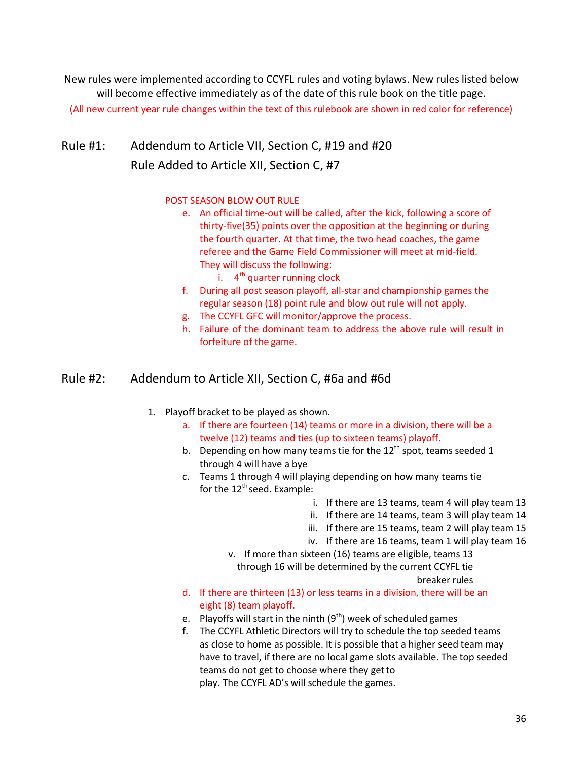New rules were implemented according to CCYFL rules and voting bylaws. New rules listed below will become effective immediately as of the date of this rule book on the title page.

(All new current year rule changes within the text of this rulebook are shown in red color for reference)

## Rule #1: Addendum to Article VII, Section C, #19 and #20
## Rule Added to Article XII, Section C, #7

POST SEASON BLOW OUT RULE

e. An official time-out will be called, after the kick, following a score of thirty-five(35) points over the opposition at the beginning or during the fourth quarter. At that time, the two head coaches, the game referee and the Game Field Commissioner will meet at mid-field. They will discuss the following:
   i. 4th quarter running clock
f. During all post season playoff, all-star and championship games the regular season (18) point rule and blow out rule will not apply.
g. The CCYFL GFC will monitor/approve the process.
h. Failure of the dominant team to address the above rule will result in forfeiture of the game.

## Rule #2: Addendum to Article XII, Section C, #6a and #6d

1. Playoff bracket to be played as shown.
   a. If there are fourteen (14) teams or more in a division, there will be a twelve (12) teams and ties (up to sixteen teams) playoff.
   b. Depending on how many teams tie for the 12th spot, teams seeded 1 through 4 will have a bye
   c. Teams 1 through 4 will playing depending on how many teams tie for the 12th seed. Example:
      i. If there are 13 teams, team 4 will play team 13
      ii. If there are 14 teams, team 3 will play team 14
      iii. If there are 15 teams, team 2 will play team 15
      iv. If there are 16 teams, team 1 will play team 16
      v. If more than sixteen (16) teams are eligible, teams 13 through 16 will be determined by the current CCYFL tie breaker rules
   d. If there are thirteen (13) or less teams in a division, there will be an eight (8) team playoff.
   e. Playoffs will start in the ninth (9th) week of scheduled games
   f. The CCYFL Athletic Directors will try to schedule the top seeded teams as close to home as possible. It is possible that a higher seed team may have to travel, if there are no local game slots available. The top seeded teams do not get to choose where they get to play. The CCYFL AD's will schedule the games.